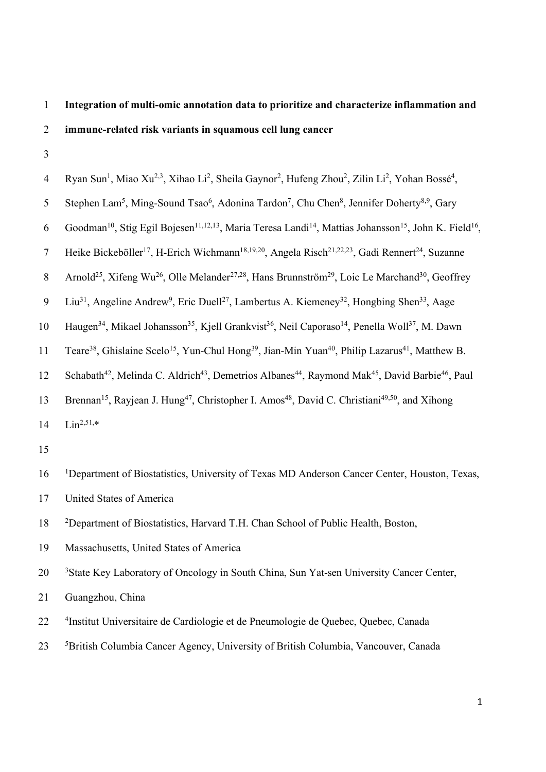# Integration of multi-omic annotation data to prioritize and characterize inflammation and immune-related risk variants in squamous cell lung cancer

Ryan Sun[1], Miao Xu[2,3], Xihao Li[2], Sheila Gaynor[2], Hufeng Zhou[2], Zilin Li[2], Yohan Bossé[4], Stephen Lam[5], Ming-Sound Tsao[6], Adonina Tardon[7], Chu Chen[8], Jennifer Doherty[8,9], Gary Goodman[10], Stig Egil Bojesen[11,12,13], Maria Teresa Landi[14], Mattias Johansson[15], John K. Field[16], Heike Bickeböller[17], H-Erich Wichmann[18,19,20], Angela Risch[21,22,23], Gadi Rennert[24], Suzanne Arnold[25], Xifeng Wu[26], Olle Melander[27,28], Hans Brunnström[29], Loic Le Marchand[30], Geoffrey Liu[31], Angeline Andrew[9], Eric Duell[27], Lambertus A. Kiemeney[32], Hongbing Shen[33], Aage Haugen[34], Mikael Johansson[35], Kjell Grankvist[36], Neil Caporaso[14], Penella Woll[37], M. Dawn Teare[38], Ghislaine Scelo[15], Yun-Chul Hong[39], Jian-Min Yuan[40], Philip Lazarus[41], Matthew B. Schabath[42], Melinda C. Aldrich[43], Demetrios Albanes[44], Raymond Mak[45], David Barbie[46], Paul Brennan[15], Rayjean J. Hung[47], Christopher I. Amos[48], David C. Christiani[49,50], and Xihong Lin[2,51,*]

[1]Department of Biostatistics, University of Texas MD Anderson Cancer Center, Houston, Texas, United States of America

[2]Department of Biostatistics, Harvard T.H. Chan School of Public Health, Boston, Massachusetts, United States of America

[3]State Key Laboratory of Oncology in South China, Sun Yat-sen University Cancer Center, Guangzhou, China

[4]Institut Universitaire de Cardiologie et de Pneumologie de Quebec, Quebec, Canada

[5]British Columbia Cancer Agency, University of British Columbia, Vancouver, Canada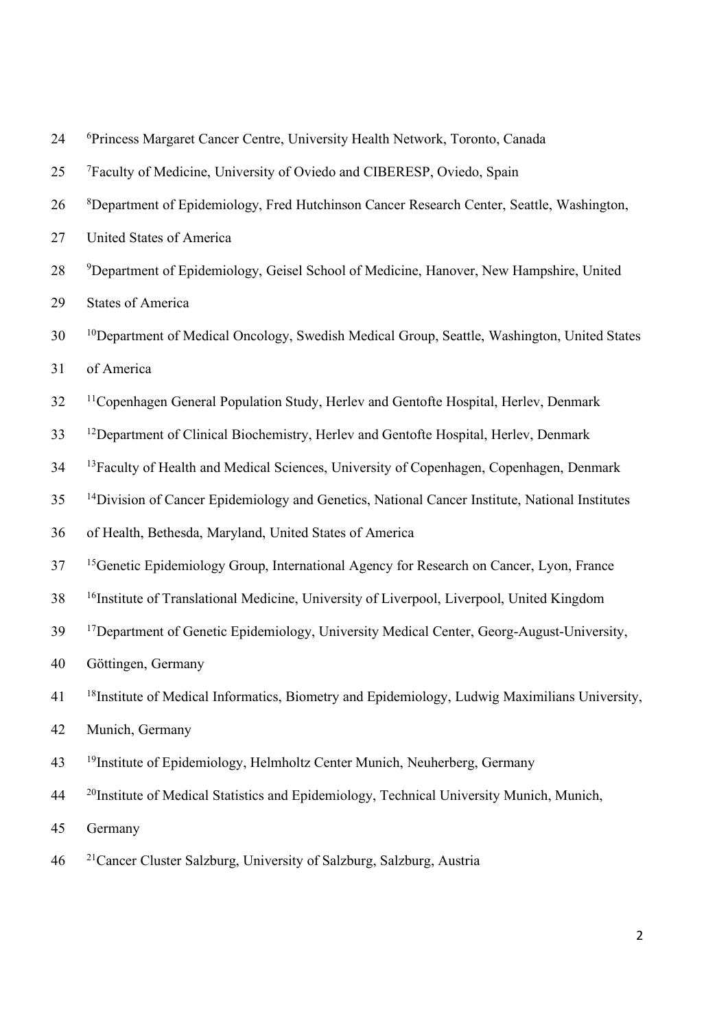[6]Princess Margaret Cancer Centre, University Health Network, Toronto, Canada

[7]Faculty of Medicine, University of Oviedo and CIBERESP, Oviedo, Spain

[8]Department of Epidemiology, Fred Hutchinson Cancer Research Center, Seattle, Washington, United States of America

[9]Department of Epidemiology, Geisel School of Medicine, Hanover, New Hampshire, United States of America

[10]Department of Medical Oncology, Swedish Medical Group, Seattle, Washington, United States of America

[11]Copenhagen General Population Study, Herlev and Gentofte Hospital, Herlev, Denmark

[12]Department of Clinical Biochemistry, Herlev and Gentofte Hospital, Herlev, Denmark

[13]Faculty of Health and Medical Sciences, University of Copenhagen, Copenhagen, Denmark

[14]Division of Cancer Epidemiology and Genetics, National Cancer Institute, National Institutes of Health, Bethesda, Maryland, United States of America

[15]Genetic Epidemiology Group, International Agency for Research on Cancer, Lyon, France

[16]Institute of Translational Medicine, University of Liverpool, Liverpool, United Kingdom

[17]Department of Genetic Epidemiology, University Medical Center, Georg-August-University, Göttingen, Germany

[18]Institute of Medical Informatics, Biometry and Epidemiology, Ludwig Maximilians University, Munich, Germany

[19]Institute of Epidemiology, Helmholtz Center Munich, Neuherberg, Germany

[20]Institute of Medical Statistics and Epidemiology, Technical University Munich, Munich, Germany

[21]Cancer Cluster Salzburg, University of Salzburg, Salzburg, Austria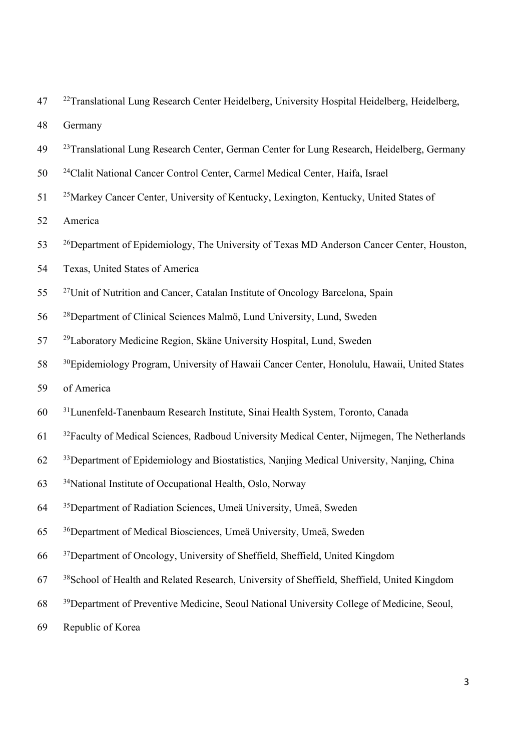[22]Translational Lung Research Center Heidelberg, University Hospital Heidelberg, Heidelberg, Germany

[23]Translational Lung Research Center, German Center for Lung Research, Heidelberg, Germany

[24]Clalit National Cancer Control Center, Carmel Medical Center, Haifa, Israel

[25]Markey Cancer Center, University of Kentucky, Lexington, Kentucky, United States of America

[26]Department of Epidemiology, The University of Texas MD Anderson Cancer Center, Houston, Texas, United States of America

[27]Unit of Nutrition and Cancer, Catalan Institute of Oncology Barcelona, Spain

[28]Department of Clinical Sciences Malmö, Lund University, Lund, Sweden

[29]Laboratory Medicine Region, Skäne University Hospital, Lund, Sweden

[30]Epidemiology Program, University of Hawaii Cancer Center, Honolulu, Hawaii, United States of America

[31]Lunenfeld-Tanenbaum Research Institute, Sinai Health System, Toronto, Canada

[32]Faculty of Medical Sciences, Radboud University Medical Center, Nijmegen, The Netherlands

[33]Department of Epidemiology and Biostatistics, Nanjing Medical University, Nanjing, China

[34]National Institute of Occupational Health, Oslo, Norway

[35]Department of Radiation Sciences, Umeä University, Umeä, Sweden

[36]Department of Medical Biosciences, Umeä University, Umeä, Sweden

[37]Department of Oncology, University of Sheffield, Sheffield, United Kingdom

[38]School of Health and Related Research, University of Sheffield, Sheffield, United Kingdom

[39]Department of Preventive Medicine, Seoul National University College of Medicine, Seoul, Republic of Korea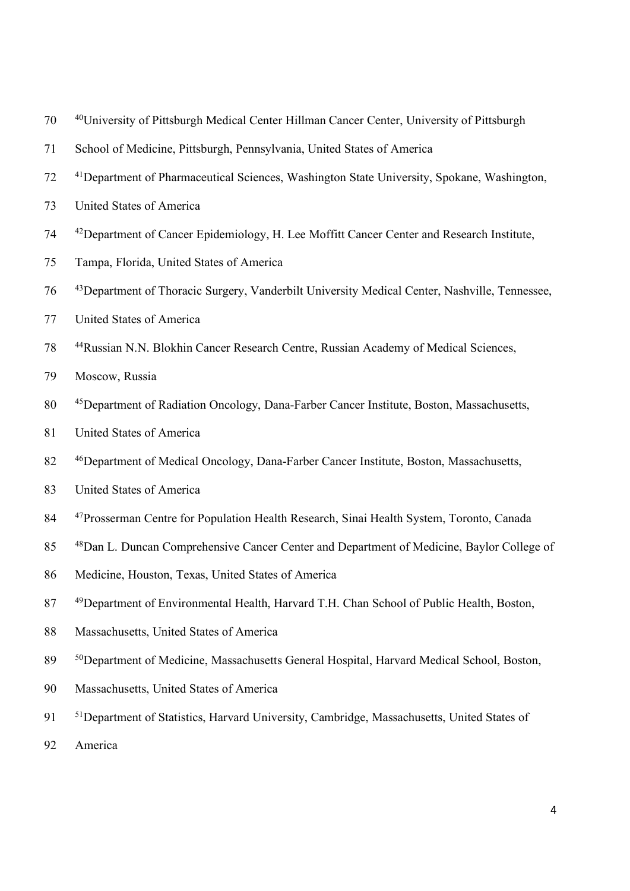[40]University of Pittsburgh Medical Center Hillman Cancer Center, University of Pittsburgh School of Medicine, Pittsburgh, Pennsylvania, United States of America

[41]Department of Pharmaceutical Sciences, Washington State University, Spokane, Washington, United States of America

[42]Department of Cancer Epidemiology, H. Lee Moffitt Cancer Center and Research Institute, Tampa, Florida, United States of America

[43]Department of Thoracic Surgery, Vanderbilt University Medical Center, Nashville, Tennessee, United States of America

[44]Russian N.N. Blokhin Cancer Research Centre, Russian Academy of Medical Sciences, Moscow, Russia

[45]Department of Radiation Oncology, Dana-Farber Cancer Institute, Boston, Massachusetts, United States of America

[46]Department of Medical Oncology, Dana-Farber Cancer Institute, Boston, Massachusetts, United States of America

[47]Prosserman Centre for Population Health Research, Sinai Health System, Toronto, Canada

[48]Dan L. Duncan Comprehensive Cancer Center and Department of Medicine, Baylor College of Medicine, Houston, Texas, United States of America

[49]Department of Environmental Health, Harvard T.H. Chan School of Public Health, Boston, Massachusetts, United States of America

[50]Department of Medicine, Massachusetts General Hospital, Harvard Medical School, Boston, Massachusetts, United States of America

[51]Department of Statistics, Harvard University, Cambridge, Massachusetts, United States of America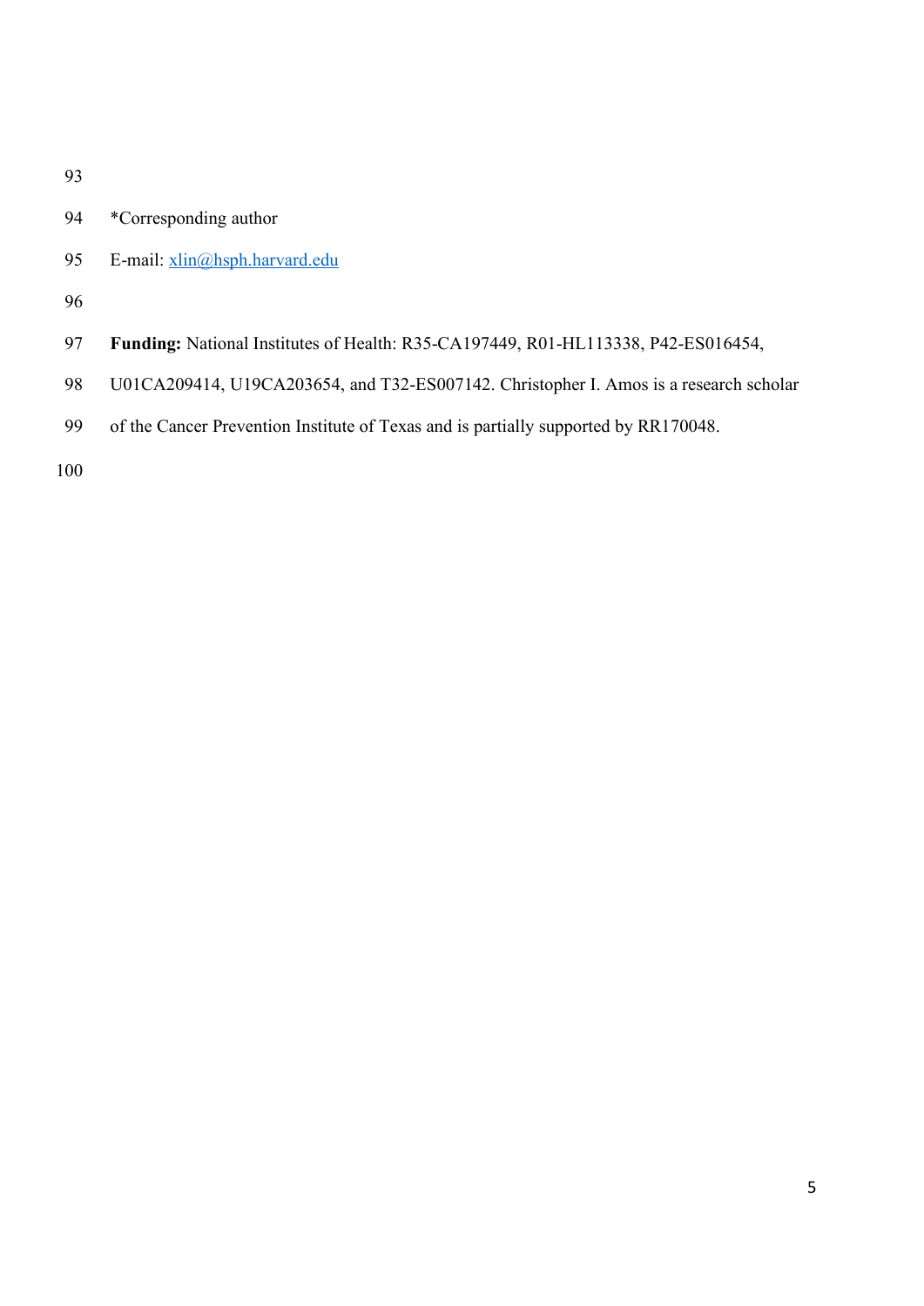*Corresponding author

E-mail: xlin@hsph.harvard.edu

**Funding:** National Institutes of Health: R35-CA197449, R01-HL113338, P42-ES016454, U01CA209414, U19CA203654, and T32-ES007142. Christopher I. Amos is a research scholar of the Cancer Prevention Institute of Texas and is partially supported by RR170048.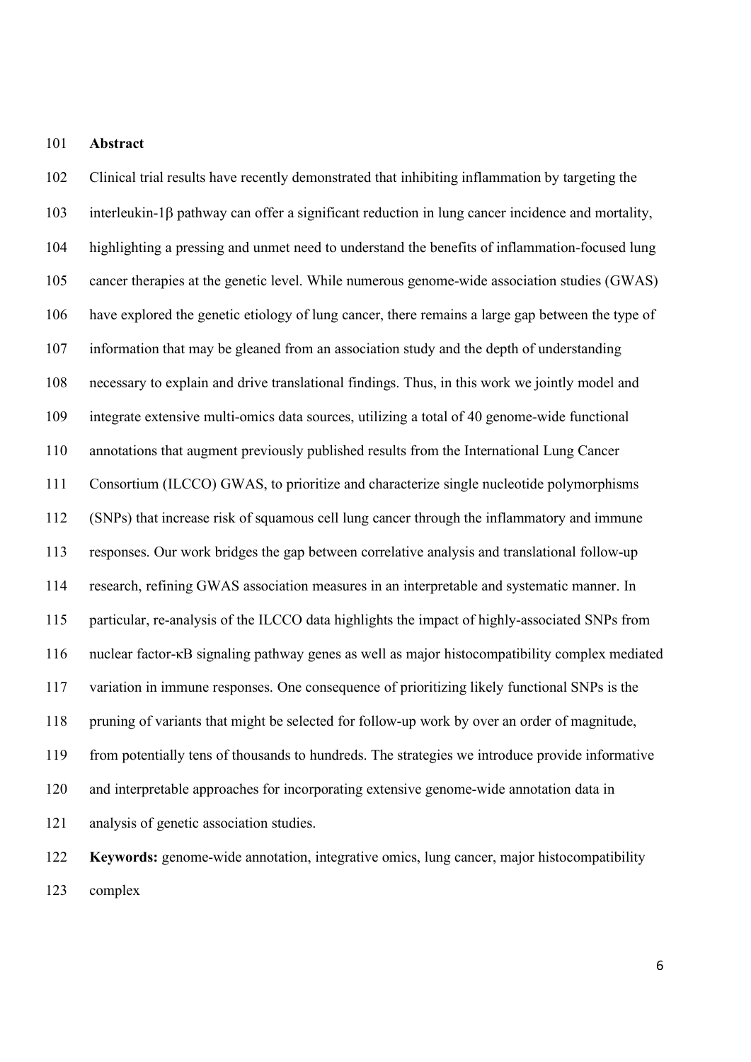## Abstract

Clinical trial results have recently demonstrated that inhibiting inflammation by targeting the interleukin-1β pathway can offer a significant reduction in lung cancer incidence and mortality, highlighting a pressing and unmet need to understand the benefits of inflammation-focused lung cancer therapies at the genetic level. While numerous genome-wide association studies (GWAS) have explored the genetic etiology of lung cancer, there remains a large gap between the type of information that may be gleaned from an association study and the depth of understanding necessary to explain and drive translational findings. Thus, in this work we jointly model and integrate extensive multi-omics data sources, utilizing a total of 40 genome-wide functional annotations that augment previously published results from the International Lung Cancer Consortium (ILCCO) GWAS, to prioritize and characterize single nucleotide polymorphisms (SNPs) that increase risk of squamous cell lung cancer through the inflammatory and immune responses. Our work bridges the gap between correlative analysis and translational follow-up research, refining GWAS association measures in an interpretable and systematic manner. In particular, re-analysis of the ILCCO data highlights the impact of highly-associated SNPs from nuclear factor-κB signaling pathway genes as well as major histocompatibility complex mediated variation in immune responses. One consequence of prioritizing likely functional SNPs is the pruning of variants that might be selected for follow-up work by over an order of magnitude, from potentially tens of thousands to hundreds. The strategies we introduce provide informative and interpretable approaches for incorporating extensive genome-wide annotation data in analysis of genetic association studies.

**Keywords:** genome-wide annotation, integrative omics, lung cancer, major histocompatibility complex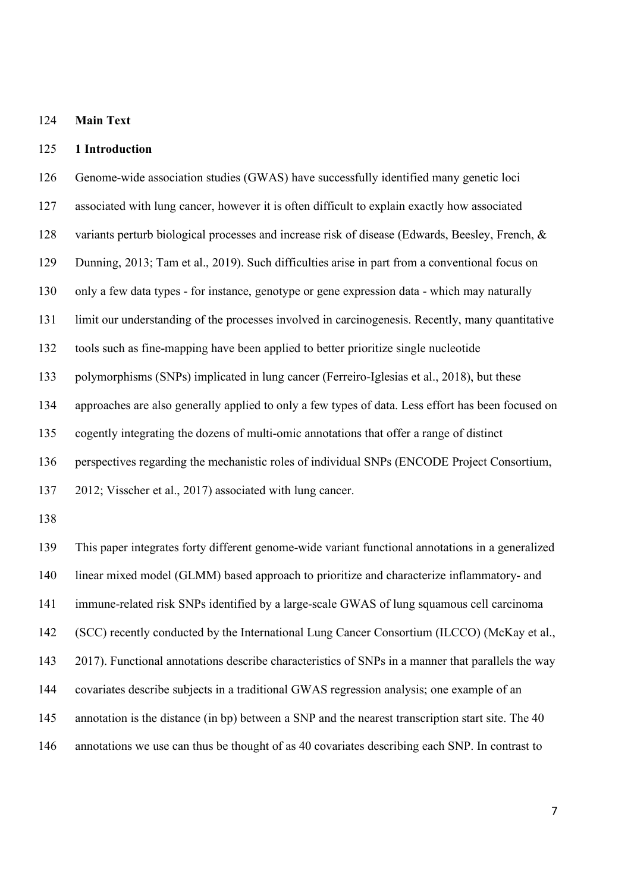**Main Text**

## 1 Introduction

Genome-wide association studies (GWAS) have successfully identified many genetic loci associated with lung cancer, however it is often difficult to explain exactly how associated variants perturb biological processes and increase risk of disease (Edwards, Beesley, French, & Dunning, 2013; Tam et al., 2019). Such difficulties arise in part from a conventional focus on only a few data types - for instance, genotype or gene expression data - which may naturally limit our understanding of the processes involved in carcinogenesis. Recently, many quantitative tools such as fine-mapping have been applied to better prioritize single nucleotide polymorphisms (SNPs) implicated in lung cancer (Ferreiro-Iglesias et al., 2018), but these approaches are also generally applied to only a few types of data. Less effort has been focused on cogently integrating the dozens of multi-omic annotations that offer a range of distinct perspectives regarding the mechanistic roles of individual SNPs (ENCODE Project Consortium, 2012; Visscher et al., 2017) associated with lung cancer.

This paper integrates forty different genome-wide variant functional annotations in a generalized linear mixed model (GLMM) based approach to prioritize and characterize inflammatory- and immune-related risk SNPs identified by a large-scale GWAS of lung squamous cell carcinoma (SCC) recently conducted by the International Lung Cancer Consortium (ILCCO) (McKay et al., 2017). Functional annotations describe characteristics of SNPs in a manner that parallels the way covariates describe subjects in a traditional GWAS regression analysis; one example of an annotation is the distance (in bp) between a SNP and the nearest transcription start site. The 40 annotations we use can thus be thought of as 40 covariates describing each SNP. In contrast to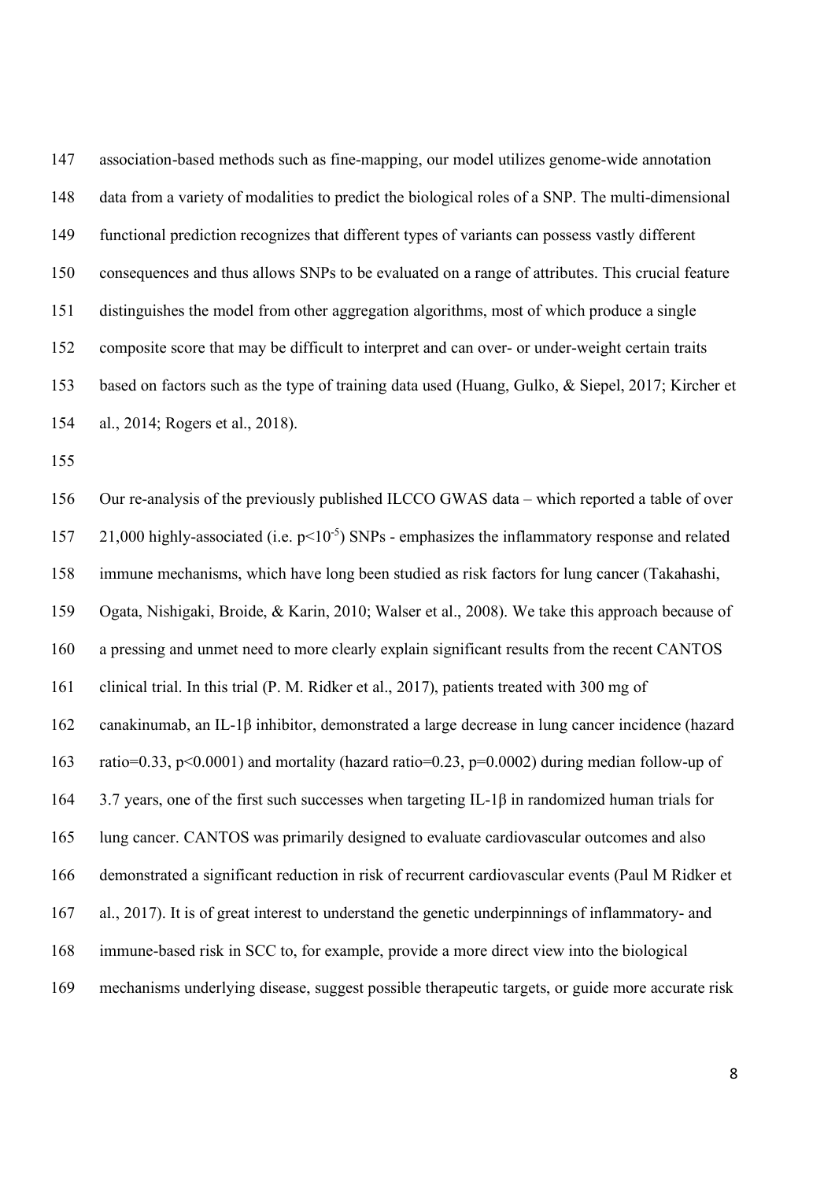association-based methods such as fine-mapping, our model utilizes genome-wide annotation data from a variety of modalities to predict the biological roles of a SNP. The multi-dimensional functional prediction recognizes that different types of variants can possess vastly different consequences and thus allows SNPs to be evaluated on a range of attributes. This crucial feature distinguishes the model from other aggregation algorithms, most of which produce a single composite score that may be difficult to interpret and can over- or under-weight certain traits based on factors such as the type of training data used (Huang, Gulko, & Siepel, 2017; Kircher et al., 2014; Rogers et al., 2018).

Our re-analysis of the previously published ILCCO GWAS data – which reported a table of over 21,000 highly-associated (i.e. $p<10^{-5}$) SNPs - emphasizes the inflammatory response and related immune mechanisms, which have long been studied as risk factors for lung cancer (Takahashi, Ogata, Nishigaki, Broide, & Karin, 2010; Walser et al., 2008). We take this approach because of a pressing and unmet need to more clearly explain significant results from the recent CANTOS clinical trial. In this trial (P. M. Ridker et al., 2017), patients treated with 300 mg of canakinumab, an IL-1β inhibitor, demonstrated a large decrease in lung cancer incidence (hazard ratio=0.33, $p<0.0001$) and mortality (hazard ratio=0.23, $p=0.0002$) during median follow-up of 3.7 years, one of the first such successes when targeting IL-1β in randomized human trials for lung cancer. CANTOS was primarily designed to evaluate cardiovascular outcomes and also demonstrated a significant reduction in risk of recurrent cardiovascular events (Paul M Ridker et al., 2017). It is of great interest to understand the genetic underpinnings of inflammatory- and immune-based risk in SCC to, for example, provide a more direct view into the biological mechanisms underlying disease, suggest possible therapeutic targets, or guide more accurate risk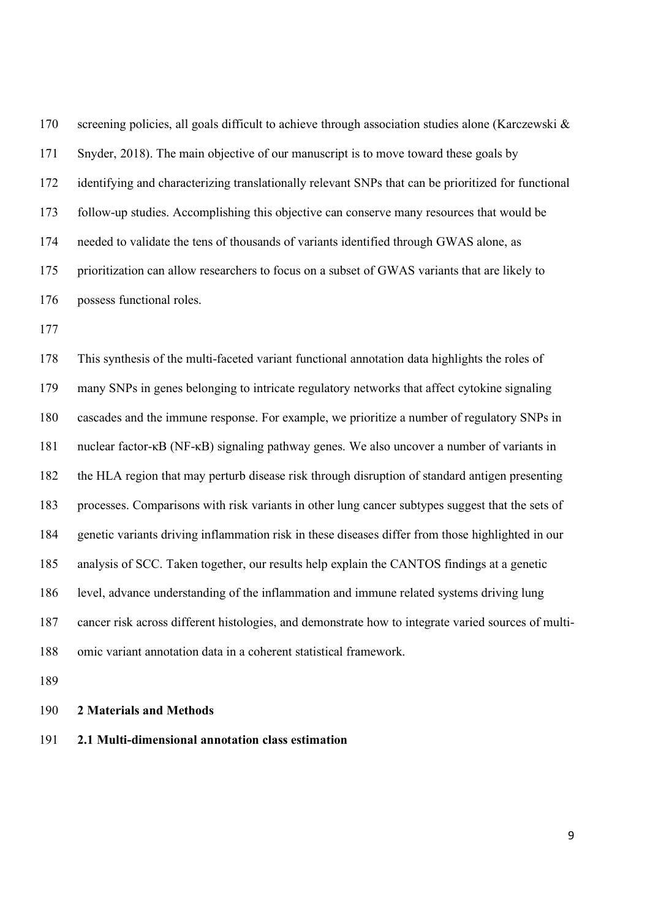screening policies, all goals difficult to achieve through association studies alone (Karczewski & Snyder, 2018). The main objective of our manuscript is to move toward these goals by identifying and characterizing translationally relevant SNPs that can be prioritized for functional follow-up studies. Accomplishing this objective can conserve many resources that would be needed to validate the tens of thousands of variants identified through GWAS alone, as prioritization can allow researchers to focus on a subset of GWAS variants that are likely to possess functional roles.

This synthesis of the multi-faceted variant functional annotation data highlights the roles of many SNPs in genes belonging to intricate regulatory networks that affect cytokine signaling cascades and the immune response. For example, we prioritize a number of regulatory SNPs in nuclear factor-κB (NF-κB) signaling pathway genes. We also uncover a number of variants in the HLA region that may perturb disease risk through disruption of standard antigen presenting processes. Comparisons with risk variants in other lung cancer subtypes suggest that the sets of genetic variants driving inflammation risk in these diseases differ from those highlighted in our analysis of SCC. Taken together, our results help explain the CANTOS findings at a genetic level, advance understanding of the inflammation and immune related systems driving lung cancer risk across different histologies, and demonstrate how to integrate varied sources of multi-omic variant annotation data in a coherent statistical framework.

## 2 Materials and Methods

### 2.1 Multi-dimensional annotation class estimation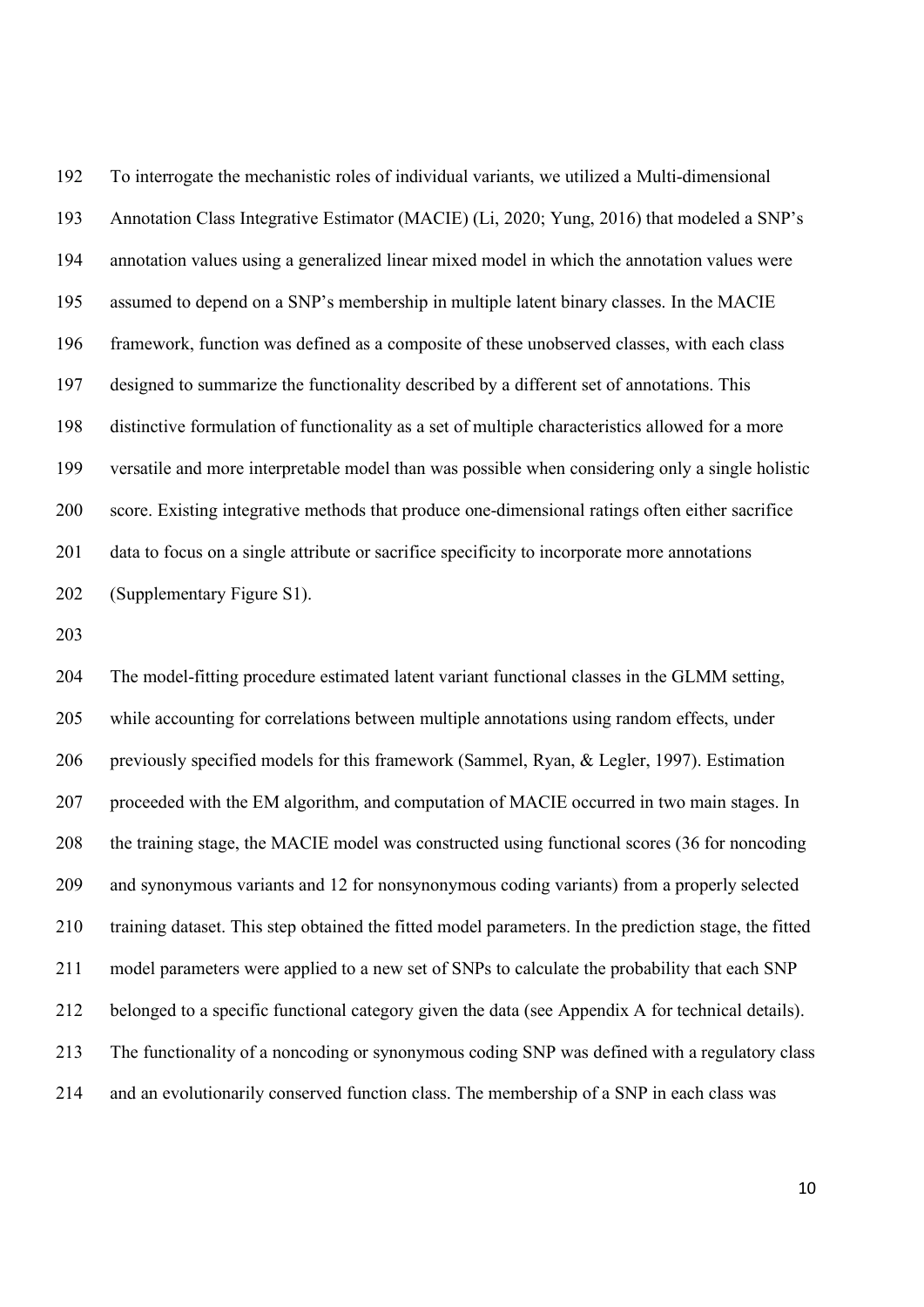To interrogate the mechanistic roles of individual variants, we utilized a Multi-dimensional Annotation Class Integrative Estimator (MACIE) (Li, 2020; Yung, 2016) that modeled a SNP's annotation values using a generalized linear mixed model in which the annotation values were assumed to depend on a SNP's membership in multiple latent binary classes. In the MACIE framework, function was defined as a composite of these unobserved classes, with each class designed to summarize the functionality described by a different set of annotations. This distinctive formulation of functionality as a set of multiple characteristics allowed for a more versatile and more interpretable model than was possible when considering only a single holistic score. Existing integrative methods that produce one-dimensional ratings often either sacrifice data to focus on a single attribute or sacrifice specificity to incorporate more annotations (Supplementary Figure S1).

The model-fitting procedure estimated latent variant functional classes in the GLMM setting, while accounting for correlations between multiple annotations using random effects, under previously specified models for this framework (Sammel, Ryan, & Legler, 1997). Estimation proceeded with the EM algorithm, and computation of MACIE occurred in two main stages. In the training stage, the MACIE model was constructed using functional scores (36 for noncoding and synonymous variants and 12 for nonsynonymous coding variants) from a properly selected training dataset. This step obtained the fitted model parameters. In the prediction stage, the fitted model parameters were applied to a new set of SNPs to calculate the probability that each SNP belonged to a specific functional category given the data (see Appendix A for technical details). The functionality of a noncoding or synonymous coding SNP was defined with a regulatory class and an evolutionarily conserved function class. The membership of a SNP in each class was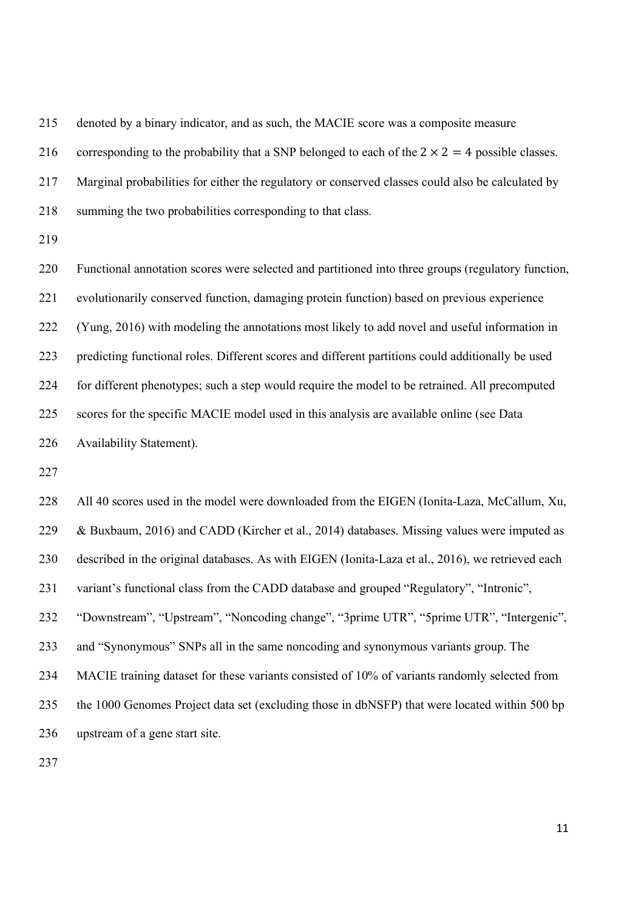denoted by a binary indicator, and as such, the MACIE score was a composite measure corresponding to the probability that a SNP belonged to each of the $2 \times 2 = 4$ possible classes. Marginal probabilities for either the regulatory or conserved classes could also be calculated by summing the two probabilities corresponding to that class.

Functional annotation scores were selected and partitioned into three groups (regulatory function, evolutionarily conserved function, damaging protein function) based on previous experience (Yung, 2016) with modeling the annotations most likely to add novel and useful information in predicting functional roles. Different scores and different partitions could additionally be used for different phenotypes; such a step would require the model to be retrained. All precomputed scores for the specific MACIE model used in this analysis are available online (see Data Availability Statement).

All 40 scores used in the model were downloaded from the EIGEN (Ionita-Laza, McCallum, Xu, & Buxbaum, 2016) and CADD (Kircher et al., 2014) databases. Missing values were imputed as described in the original databases. As with EIGEN (Ionita-Laza et al., 2016), we retrieved each variant's functional class from the CADD database and grouped "Regulatory", "Intronic", "Downstream", "Upstream", "Noncoding change", "3prime UTR", "5prime UTR", "Intergenic", and "Synonymous" SNPs all in the same noncoding and synonymous variants group. The MACIE training dataset for these variants consisted of 10% of variants randomly selected from the 1000 Genomes Project data set (excluding those in dbNSFP) that were located within 500 bp upstream of a gene start site.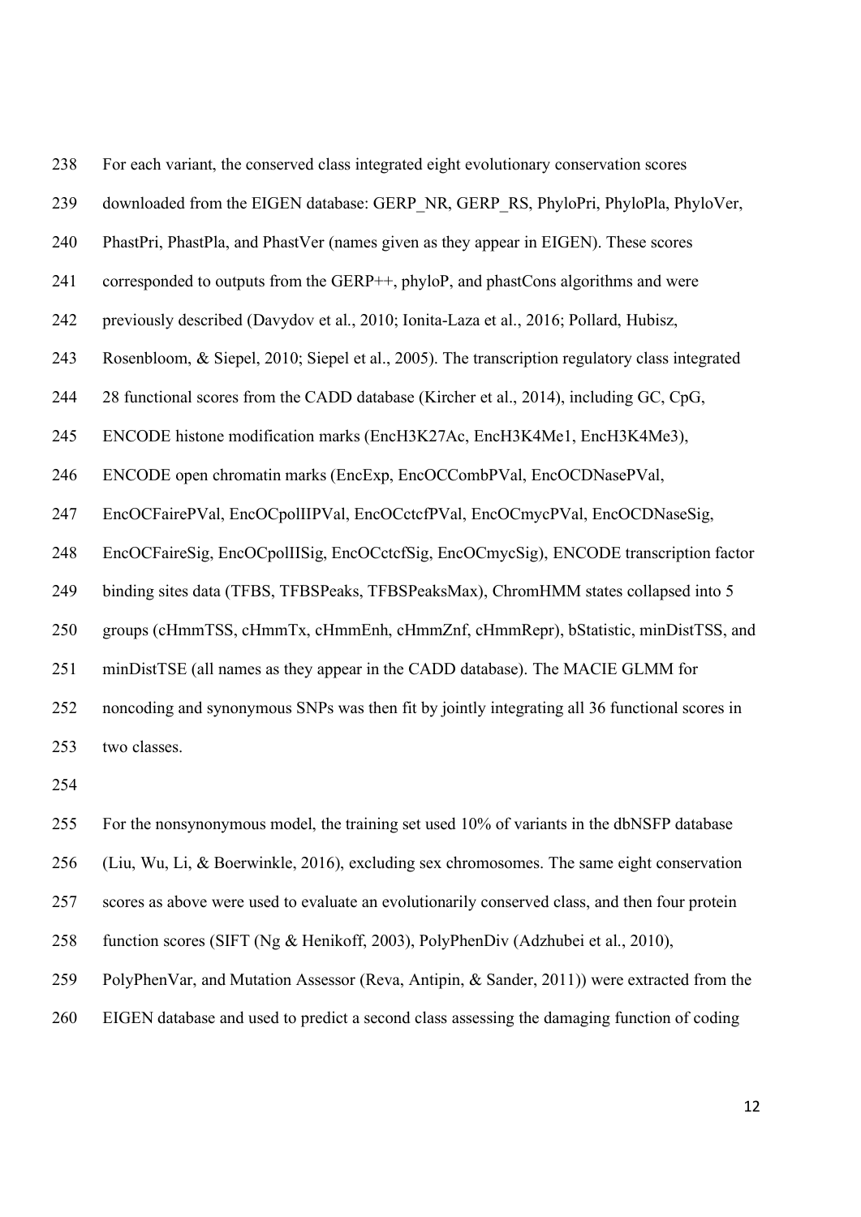For each variant, the conserved class integrated eight evolutionary conservation scores downloaded from the EIGEN database: GERP_NR, GERP_RS, PhyloPri, PhyloPla, PhyloVer, PhastPri, PhastPla, and PhastVer (names given as they appear in EIGEN). These scores corresponded to outputs from the GERP++, phyloP, and phastCons algorithms and were previously described (Davydov et al., 2010; Ionita-Laza et al., 2016; Pollard, Hubisz, Rosenbloom, & Siepel, 2010; Siepel et al., 2005). The transcription regulatory class integrated 28 functional scores from the CADD database (Kircher et al., 2014), including GC, CpG, ENCODE histone modification marks (EncH3K27Ac, EncH3K4Me1, EncH3K4Me3), ENCODE open chromatin marks (EncExp, EncOCCombPVal, EncOCDNasePVal, EncOCFairePVal, EncOCpolIIPVal, EncOCctcfPVal, EncOCmycPVal, EncOCDNaseSig, EncOCFaireSig, EncOCpolIISig, EncOCctcfSig, EncOCmycSig), ENCODE transcription factor binding sites data (TFBS, TFBSPeaks, TFBSPeaksMax), ChromHMM states collapsed into 5 groups (cHmmTSS, cHmmTx, cHmmEnh, cHmmZnf, cHmmRepr), bStatistic, minDistTSS, and minDistTSE (all names as they appear in the CADD database). The MACIE GLMM for noncoding and synonymous SNPs was then fit by jointly integrating all 36 functional scores in two classes.

For the nonsynonymous model, the training set used 10% of variants in the dbNSFP database (Liu, Wu, Li, & Boerwinkle, 2016), excluding sex chromosomes. The same eight conservation scores as above were used to evaluate an evolutionarily conserved class, and then four protein function scores (SIFT (Ng & Henikoff, 2003), PolyPhenDiv (Adzhubei et al., 2010), PolyPhenVar, and Mutation Assessor (Reva, Antipin, & Sander, 2011)) were extracted from the EIGEN database and used to predict a second class assessing the damaging function of coding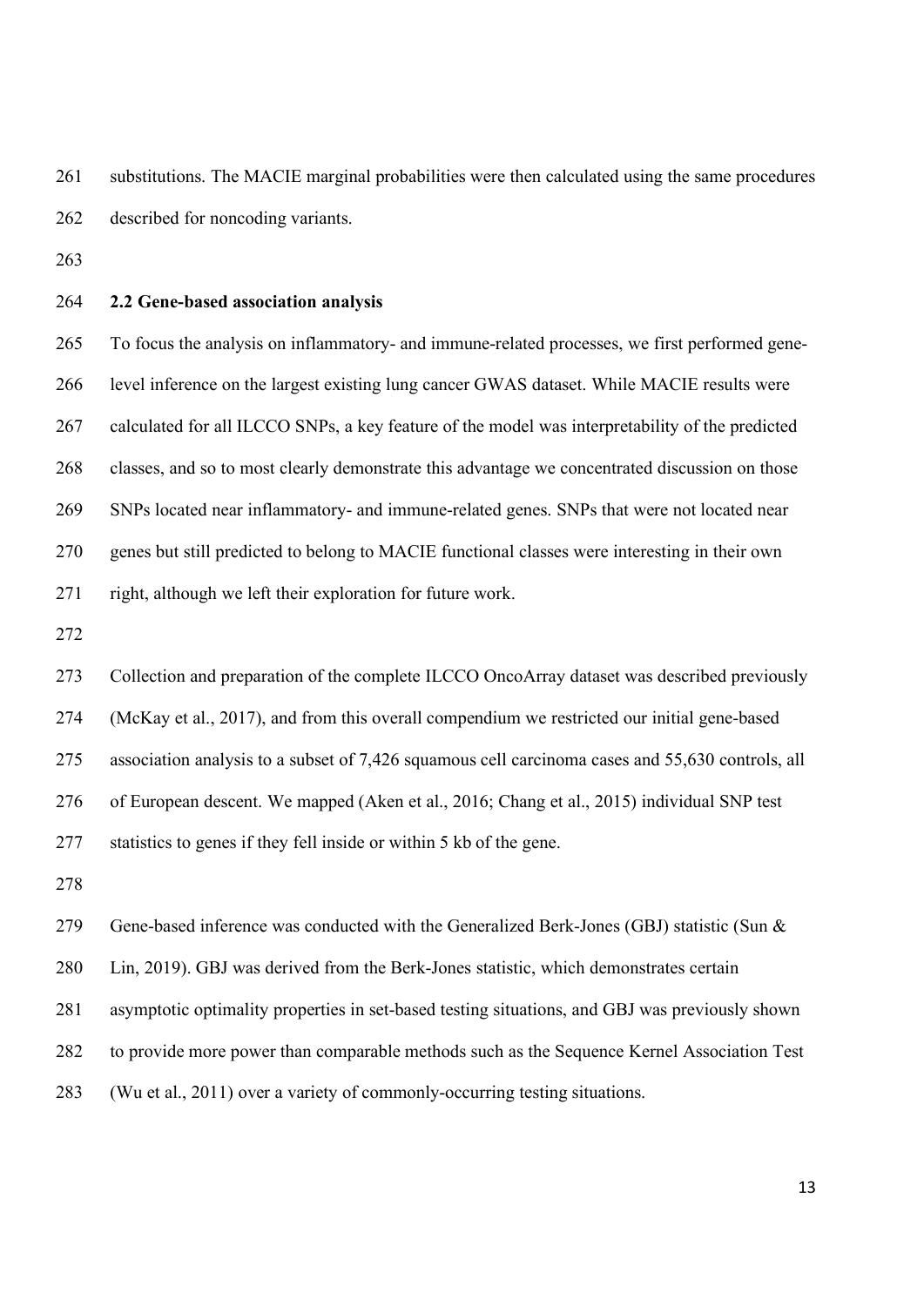substitutions. The MACIE marginal probabilities were then calculated using the same procedures described for noncoding variants.

### 2.2 Gene-based association analysis

To focus the analysis on inflammatory- and immune-related processes, we first performed gene-level inference on the largest existing lung cancer GWAS dataset. While MACIE results were calculated for all ILCCO SNPs, a key feature of the model was interpretability of the predicted classes, and so to most clearly demonstrate this advantage we concentrated discussion on those SNPs located near inflammatory- and immune-related genes. SNPs that were not located near genes but still predicted to belong to MACIE functional classes were interesting in their own right, although we left their exploration for future work.

Collection and preparation of the complete ILCCO OncoArray dataset was described previously (McKay et al., 2017), and from this overall compendium we restricted our initial gene-based association analysis to a subset of 7,426 squamous cell carcinoma cases and 55,630 controls, all of European descent. We mapped (Aken et al., 2016; Chang et al., 2015) individual SNP test statistics to genes if they fell inside or within 5 kb of the gene.

Gene-based inference was conducted with the Generalized Berk-Jones (GBJ) statistic (Sun & Lin, 2019). GBJ was derived from the Berk-Jones statistic, which demonstrates certain asymptotic optimality properties in set-based testing situations, and GBJ was previously shown to provide more power than comparable methods such as the Sequence Kernel Association Test (Wu et al., 2011) over a variety of commonly-occurring testing situations.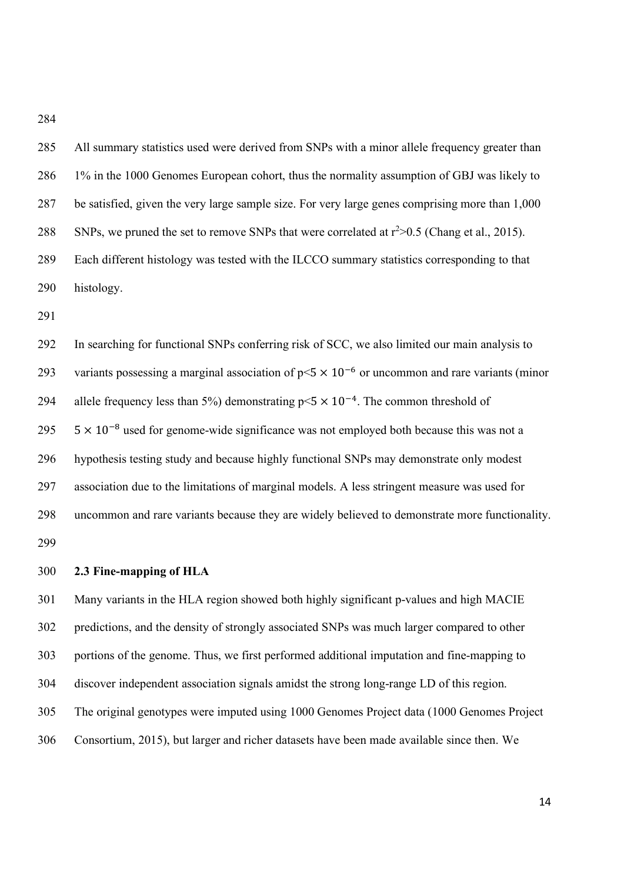All summary statistics used were derived from SNPs with a minor allele frequency greater than 1% in the 1000 Genomes European cohort, thus the normality assumption of GBJ was likely to be satisfied, given the very large sample size. For very large genes comprising more than 1,000 SNPs, we pruned the set to remove SNPs that were correlated at $r^2>0.5$ (Chang et al., 2015). Each different histology was tested with the ILCCO summary statistics corresponding to that histology.

In searching for functional SNPs conferring risk of SCC, we also limited our main analysis to variants possessing a marginal association of $p<5 \times 10^{-6}$ or uncommon and rare variants (minor allele frequency less than 5%) demonstrating $p<5 \times 10^{-4}$. The common threshold of $5 \times 10^{-8}$ used for genome-wide significance was not employed both because this was not a hypothesis testing study and because highly functional SNPs may demonstrate only modest association due to the limitations of marginal models. A less stringent measure was used for uncommon and rare variants because they are widely believed to demonstrate more functionality.

### 2.3 Fine-mapping of HLA

Many variants in the HLA region showed both highly significant p-values and high MACIE predictions, and the density of strongly associated SNPs was much larger compared to other portions of the genome. Thus, we first performed additional imputation and fine-mapping to discover independent association signals amidst the strong long-range LD of this region. The original genotypes were imputed using 1000 Genomes Project data (1000 Genomes Project Consortium, 2015), but larger and richer datasets have been made available since then. We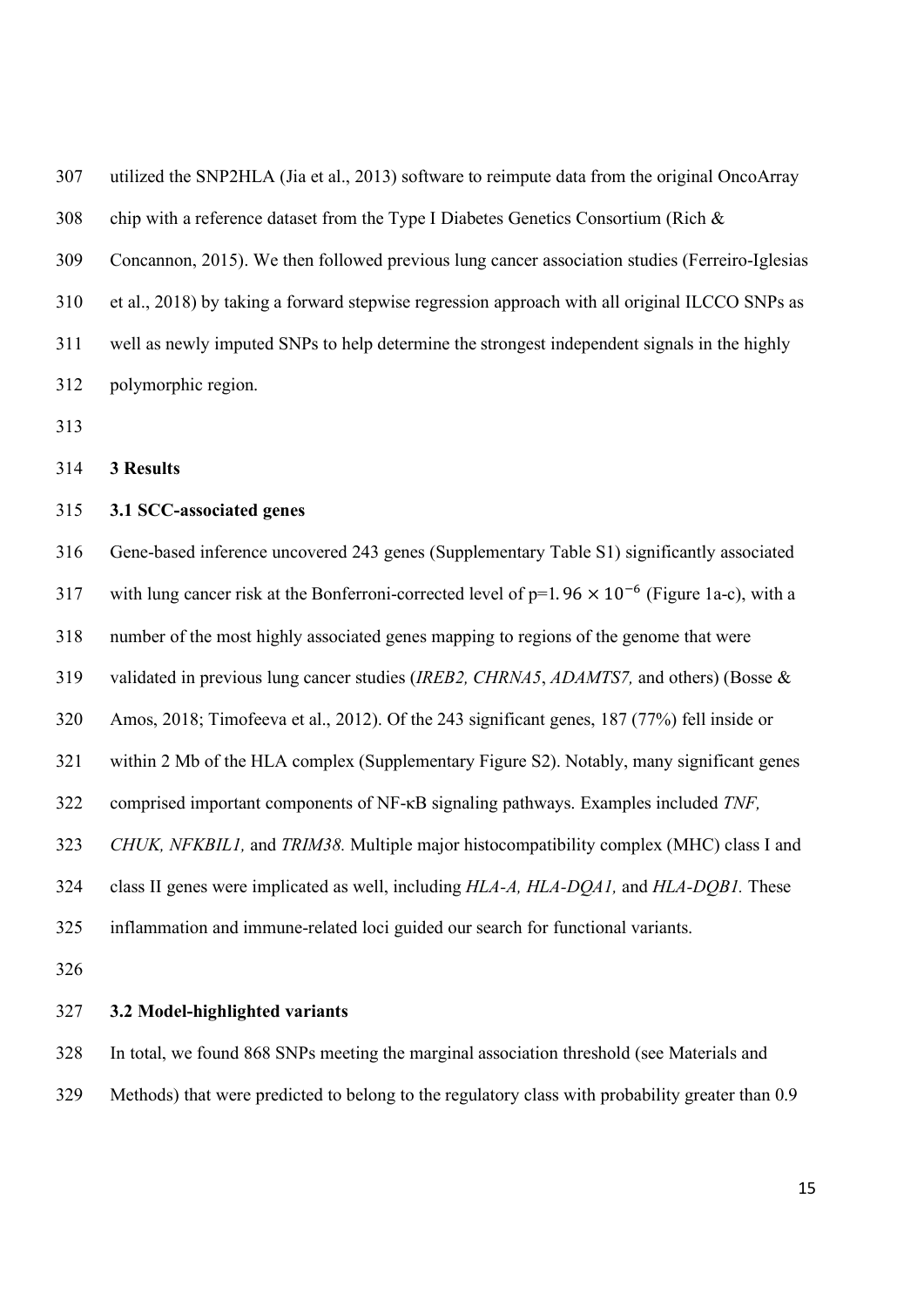utilized the SNP2HLA (Jia et al., 2013) software to reimpute data from the original OncoArray chip with a reference dataset from the Type I Diabetes Genetics Consortium (Rich & Concannon, 2015). We then followed previous lung cancer association studies (Ferreiro-Iglesias et al., 2018) by taking a forward stepwise regression approach with all original ILCCO SNPs as well as newly imputed SNPs to help determine the strongest independent signals in the highly polymorphic region.

## 3 Results

### 3.1 SCC-associated genes

Gene-based inference uncovered 243 genes (Supplementary Table S1) significantly associated with lung cancer risk at the Bonferroni-corrected level of $p=1.96 \times 10^{-6}$ (Figure 1a-c), with a number of the most highly associated genes mapping to regions of the genome that were validated in previous lung cancer studies (*IREB2, CHRNA5*, *ADAMTS7,* and others) (Bosse & Amos, 2018; Timofeeva et al., 2012). Of the 243 significant genes, 187 (77%) fell inside or within 2 Mb of the HLA complex (Supplementary Figure S2). Notably, many significant genes comprised important components of NF-κB signaling pathways. Examples included *TNF, CHUK, NFKBIL1,* and *TRIM38.* Multiple major histocompatibility complex (MHC) class I and class II genes were implicated as well, including *HLA-A, HLA-DQA1,* and *HLA-DQB1.* These inflammation and immune-related loci guided our search for functional variants.

### 3.2 Model-highlighted variants

In total, we found 868 SNPs meeting the marginal association threshold (see Materials and Methods) that were predicted to belong to the regulatory class with probability greater than 0.9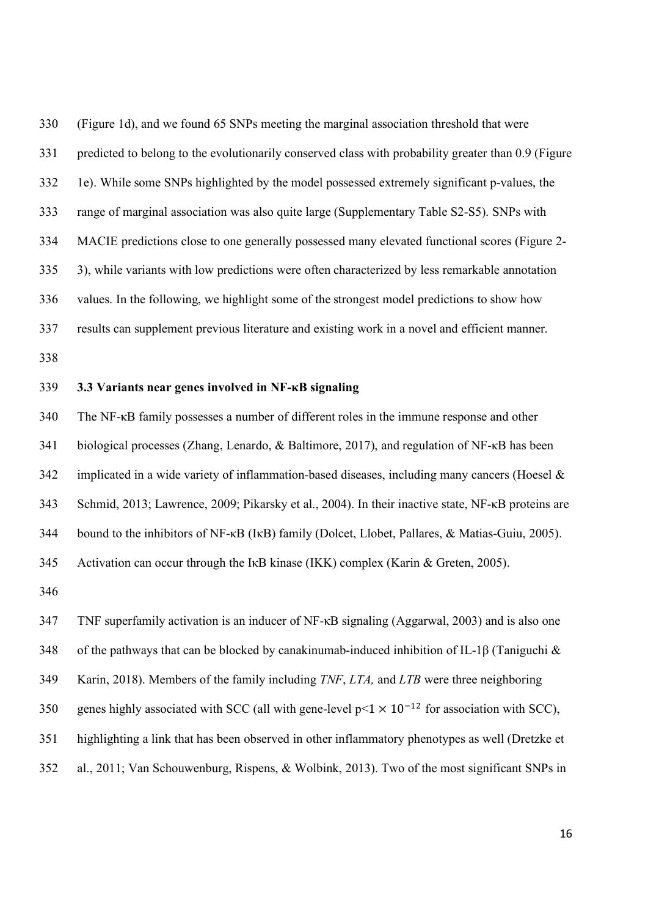(Figure 1d), and we found 65 SNPs meeting the marginal association threshold that were predicted to belong to the evolutionarily conserved class with probability greater than 0.9 (Figure 1e). While some SNPs highlighted by the model possessed extremely significant p-values, the range of marginal association was also quite large (Supplementary Table S2-S5). SNPs with MACIE predictions close to one generally possessed many elevated functional scores (Figure 2-3), while variants with low predictions were often characterized by less remarkable annotation values. In the following, we highlight some of the strongest model predictions to show how results can supplement previous literature and existing work in a novel and efficient manner.

### 3.3 Variants near genes involved in NF-κB signaling

The NF-κB family possesses a number of different roles in the immune response and other biological processes (Zhang, Lenardo, & Baltimore, 2017), and regulation of NF-κB has been implicated in a wide variety of inflammation-based diseases, including many cancers (Hoesel & Schmid, 2013; Lawrence, 2009; Pikarsky et al., 2004). In their inactive state, NF-κB proteins are bound to the inhibitors of NF-κB (IκB) family (Dolcet, Llobet, Pallares, & Matias-Guiu, 2005). Activation can occur through the IκB kinase (IKK) complex (Karin & Greten, 2005).

TNF superfamily activation is an inducer of NF-κB signaling (Aggarwal, 2003) and is also one of the pathways that can be blocked by canakinumab-induced inhibition of IL-1β (Taniguchi & Karin, 2018). Members of the family including *TNF*, *LTA,* and *LTB* were three neighboring genes highly associated with SCC (all with gene-level $p<1 \times 10^{-12}$ for association with SCC), highlighting a link that has been observed in other inflammatory phenotypes as well (Dretzke et al., 2011; Van Schouwenburg, Rispens, & Wolbink, 2013). Two of the most significant SNPs in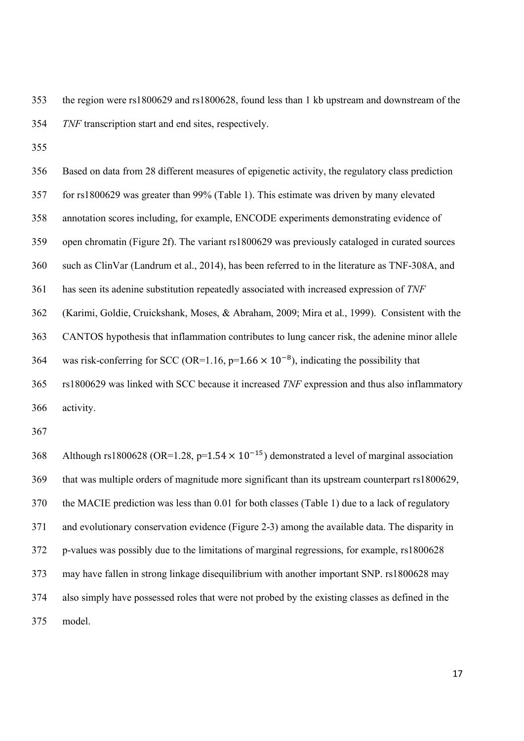the region were rs1800629 and rs1800628, found less than 1 kb upstream and downstream of the *TNF* transcription start and end sites, respectively.

Based on data from 28 different measures of epigenetic activity, the regulatory class prediction for rs1800629 was greater than 99% (Table 1). This estimate was driven by many elevated annotation scores including, for example, ENCODE experiments demonstrating evidence of open chromatin (Figure 2f). The variant rs1800629 was previously cataloged in curated sources such as ClinVar (Landrum et al., 2014), has been referred to in the literature as TNF-308A, and has seen its adenine substitution repeatedly associated with increased expression of *TNF* (Karimi, Goldie, Cruickshank, Moses, & Abraham, 2009; Mira et al., 1999). Consistent with the CANTOS hypothesis that inflammation contributes to lung cancer risk, the adenine minor allele was risk-conferring for SCC (OR=1.16, p=$1.66 \times 10^{-8}$), indicating the possibility that rs1800629 was linked with SCC because it increased *TNF* expression and thus also inflammatory activity.

Although rs1800628 (OR=1.28, p=$1.54 \times 10^{-15}$) demonstrated a level of marginal association that was multiple orders of magnitude more significant than its upstream counterpart rs1800629, the MACIE prediction was less than 0.01 for both classes (Table 1) due to a lack of regulatory and evolutionary conservation evidence (Figure 2-3) among the available data. The disparity in p-values was possibly due to the limitations of marginal regressions, for example, rs1800628 may have fallen in strong linkage disequilibrium with another important SNP. rs1800628 may also simply have possessed roles that were not probed by the existing classes as defined in the model.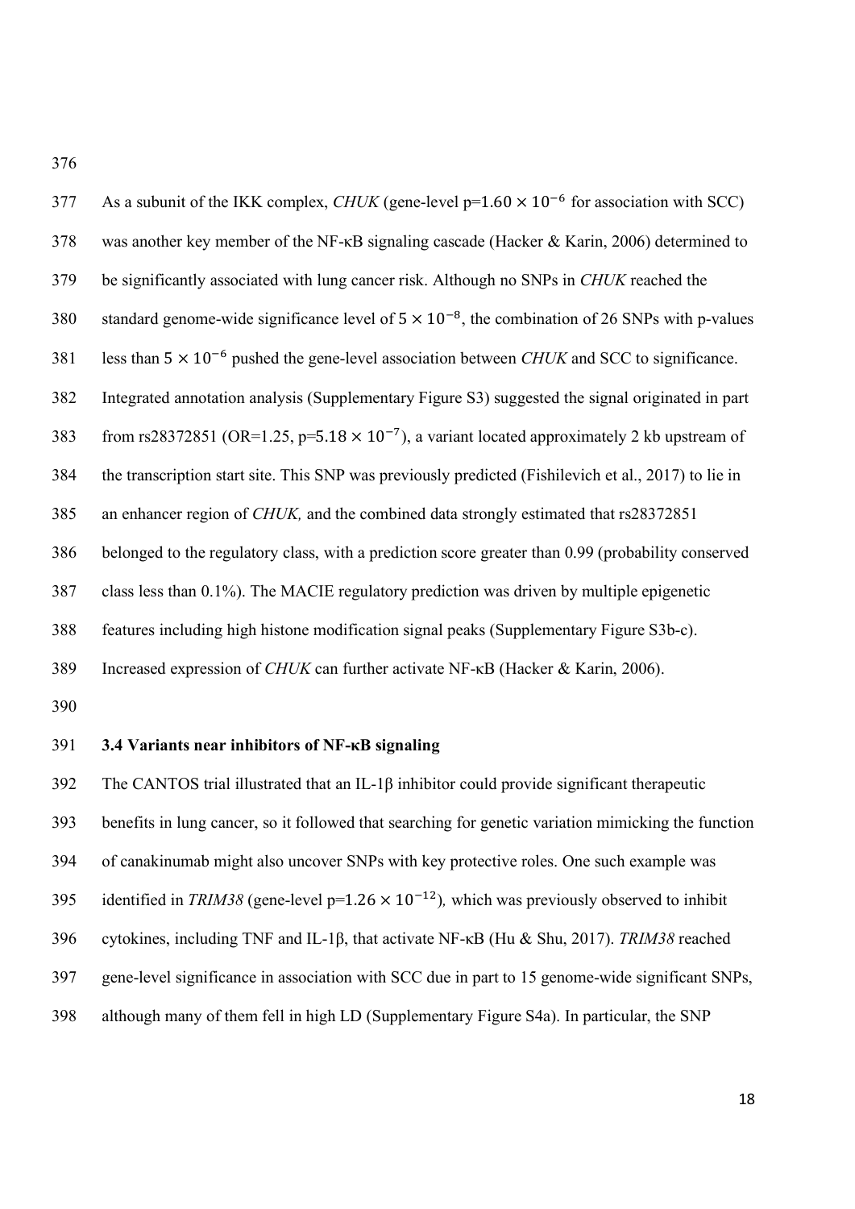As a subunit of the IKK complex, *CHUK* (gene-level p=$1.60 \times 10^{-6}$ for association with SCC) was another key member of the NF-κB signaling cascade (Hacker & Karin, 2006) determined to be significantly associated with lung cancer risk. Although no SNPs in *CHUK* reached the standard genome-wide significance level of $5 \times 10^{-8}$, the combination of 26 SNPs with p-values less than $5 \times 10^{-6}$ pushed the gene-level association between *CHUK* and SCC to significance. Integrated annotation analysis (Supplementary Figure S3) suggested the signal originated in part from rs28372851 (OR=1.25, p=$5.18 \times 10^{-7}$), a variant located approximately 2 kb upstream of the transcription start site. This SNP was previously predicted (Fishilevich et al., 2017) to lie in an enhancer region of *CHUK,* and the combined data strongly estimated that rs28372851 belonged to the regulatory class, with a prediction score greater than 0.99 (probability conserved class less than 0.1%). The MACIE regulatory prediction was driven by multiple epigenetic features including high histone modification signal peaks (Supplementary Figure S3b-c). Increased expression of *CHUK* can further activate NF-κB (Hacker & Karin, 2006).

### 3.4 Variants near inhibitors of NF-κB signaling

The CANTOS trial illustrated that an IL-1β inhibitor could provide significant therapeutic benefits in lung cancer, so it followed that searching for genetic variation mimicking the function of canakinumab might also uncover SNPs with key protective roles. One such example was identified in *TRIM38* (gene-level p=$1.26 \times 10^{-12}$)*,* which was previously observed to inhibit cytokines, including TNF and IL-1β, that activate NF-κB (Hu & Shu, 2017). *TRIM38* reached gene-level significance in association with SCC due in part to 15 genome-wide significant SNPs, although many of them fell in high LD (Supplementary Figure S4a). In particular, the SNP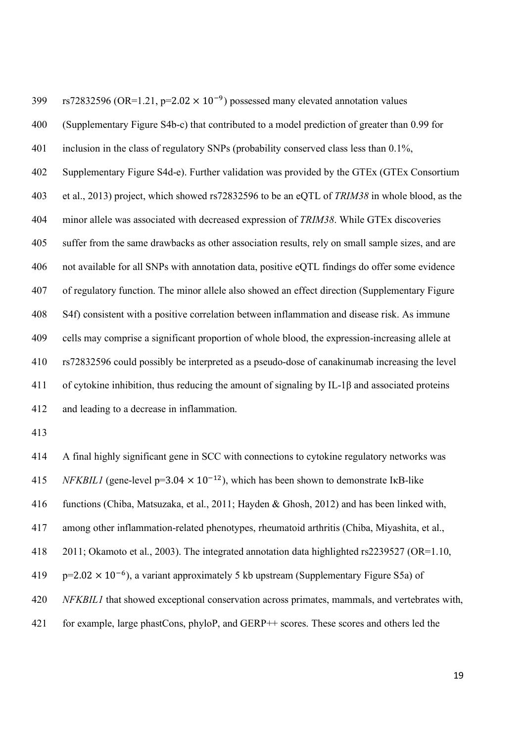rs72832596 (OR=1.21, p=$2.02 \times 10^{-9}$) possessed many elevated annotation values (Supplementary Figure S4b-c) that contributed to a model prediction of greater than 0.99 for inclusion in the class of regulatory SNPs (probability conserved class less than 0.1%, Supplementary Figure S4d-e). Further validation was provided by the GTEx (GTEx Consortium et al., 2013) project, which showed rs72832596 to be an eQTL of *TRIM38* in whole blood, as the minor allele was associated with decreased expression of *TRIM38*. While GTEx discoveries suffer from the same drawbacks as other association results, rely on small sample sizes, and are not available for all SNPs with annotation data, positive eQTL findings do offer some evidence of regulatory function. The minor allele also showed an effect direction (Supplementary Figure S4f) consistent with a positive correlation between inflammation and disease risk. As immune cells may comprise a significant proportion of whole blood, the expression-increasing allele at rs72832596 could possibly be interpreted as a pseudo-dose of canakinumab increasing the level of cytokine inhibition, thus reducing the amount of signaling by IL-1β and associated proteins and leading to a decrease in inflammation.

A final highly significant gene in SCC with connections to cytokine regulatory networks was *NFKBIL1* (gene-level p=$3.04 \times 10^{-12}$), which has been shown to demonstrate IκB-like functions (Chiba, Matsuzaka, et al., 2011; Hayden & Ghosh, 2012) and has been linked with, among other inflammation-related phenotypes, rheumatoid arthritis (Chiba, Miyashita, et al., 2011; Okamoto et al., 2003). The integrated annotation data highlighted rs2239527 (OR=1.10, p=$2.02 \times 10^{-6}$), a variant approximately 5 kb upstream (Supplementary Figure S5a) of *NFKBIL1* that showed exceptional conservation across primates, mammals, and vertebrates with, for example, large phastCons, phyloP, and GERP++ scores. These scores and others led the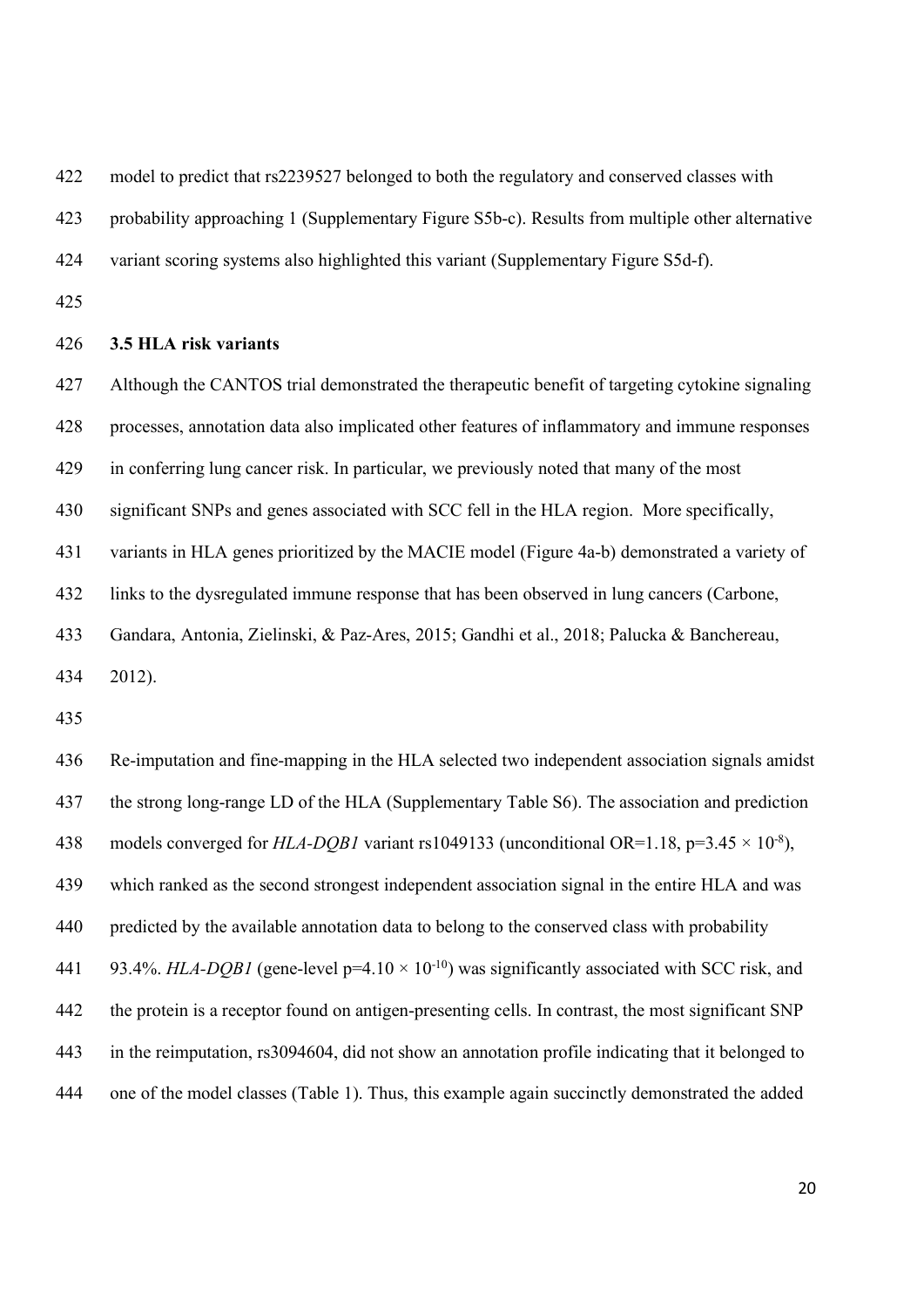model to predict that rs2239527 belonged to both the regulatory and conserved classes with probability approaching 1 (Supplementary Figure S5b-c). Results from multiple other alternative variant scoring systems also highlighted this variant (Supplementary Figure S5d-f).

### 3.5 HLA risk variants

Although the CANTOS trial demonstrated the therapeutic benefit of targeting cytokine signaling processes, annotation data also implicated other features of inflammatory and immune responses in conferring lung cancer risk. In particular, we previously noted that many of the most significant SNPs and genes associated with SCC fell in the HLA region. More specifically, variants in HLA genes prioritized by the MACIE model (Figure 4a-b) demonstrated a variety of links to the dysregulated immune response that has been observed in lung cancers (Carbone, Gandara, Antonia, Zielinski, & Paz-Ares, 2015; Gandhi et al., 2018; Palucka & Banchereau, 2012).

Re-imputation and fine-mapping in the HLA selected two independent association signals amidst the strong long-range LD of the HLA (Supplementary Table S6). The association and prediction models converged for *HLA-DQB1* variant rs1049133 (unconditional OR=1.18, p=$3.45 \times 10^{-8}$), which ranked as the second strongest independent association signal in the entire HLA and was predicted by the available annotation data to belong to the conserved class with probability 93.4%. *HLA-DQB1* (gene-level p=$4.10 \times 10^{-10}$) was significantly associated with SCC risk, and the protein is a receptor found on antigen-presenting cells. In contrast, the most significant SNP in the reimputation, rs3094604, did not show an annotation profile indicating that it belonged to one of the model classes (Table 1). Thus, this example again succinctly demonstrated the added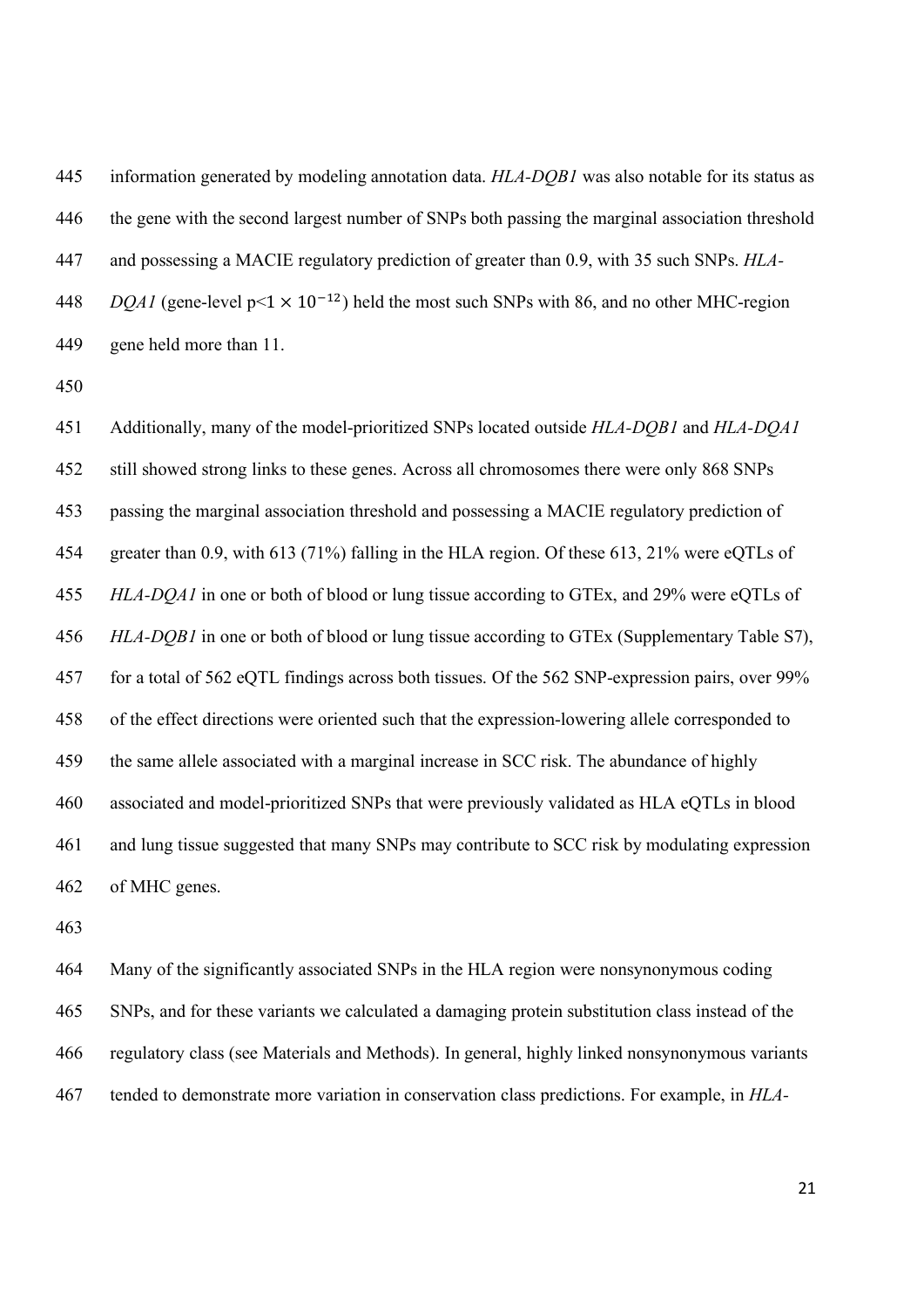information generated by modeling annotation data. *HLA-DQB1* was also notable for its status as the gene with the second largest number of SNPs both passing the marginal association threshold and possessing a MACIE regulatory prediction of greater than 0.9, with 35 such SNPs. *HLA-DQA1* (gene-level $p<1 \times 10^{-12}$) held the most such SNPs with 86, and no other MHC-region gene held more than 11.

Additionally, many of the model-prioritized SNPs located outside *HLA-DQB1* and *HLA-DQA1* still showed strong links to these genes. Across all chromosomes there were only 868 SNPs passing the marginal association threshold and possessing a MACIE regulatory prediction of greater than 0.9, with 613 (71%) falling in the HLA region. Of these 613, 21% were eQTLs of *HLA-DQA1* in one or both of blood or lung tissue according to GTEx, and 29% were eQTLs of *HLA-DQB1* in one or both of blood or lung tissue according to GTEx (Supplementary Table S7), for a total of 562 eQTL findings across both tissues. Of the 562 SNP-expression pairs, over 99% of the effect directions were oriented such that the expression-lowering allele corresponded to the same allele associated with a marginal increase in SCC risk. The abundance of highly associated and model-prioritized SNPs that were previously validated as HLA eQTLs in blood and lung tissue suggested that many SNPs may contribute to SCC risk by modulating expression of MHC genes.

Many of the significantly associated SNPs in the HLA region were nonsynonymous coding SNPs, and for these variants we calculated a damaging protein substitution class instead of the regulatory class (see Materials and Methods). In general, highly linked nonsynonymous variants tended to demonstrate more variation in conservation class predictions. For example, in *HLA-*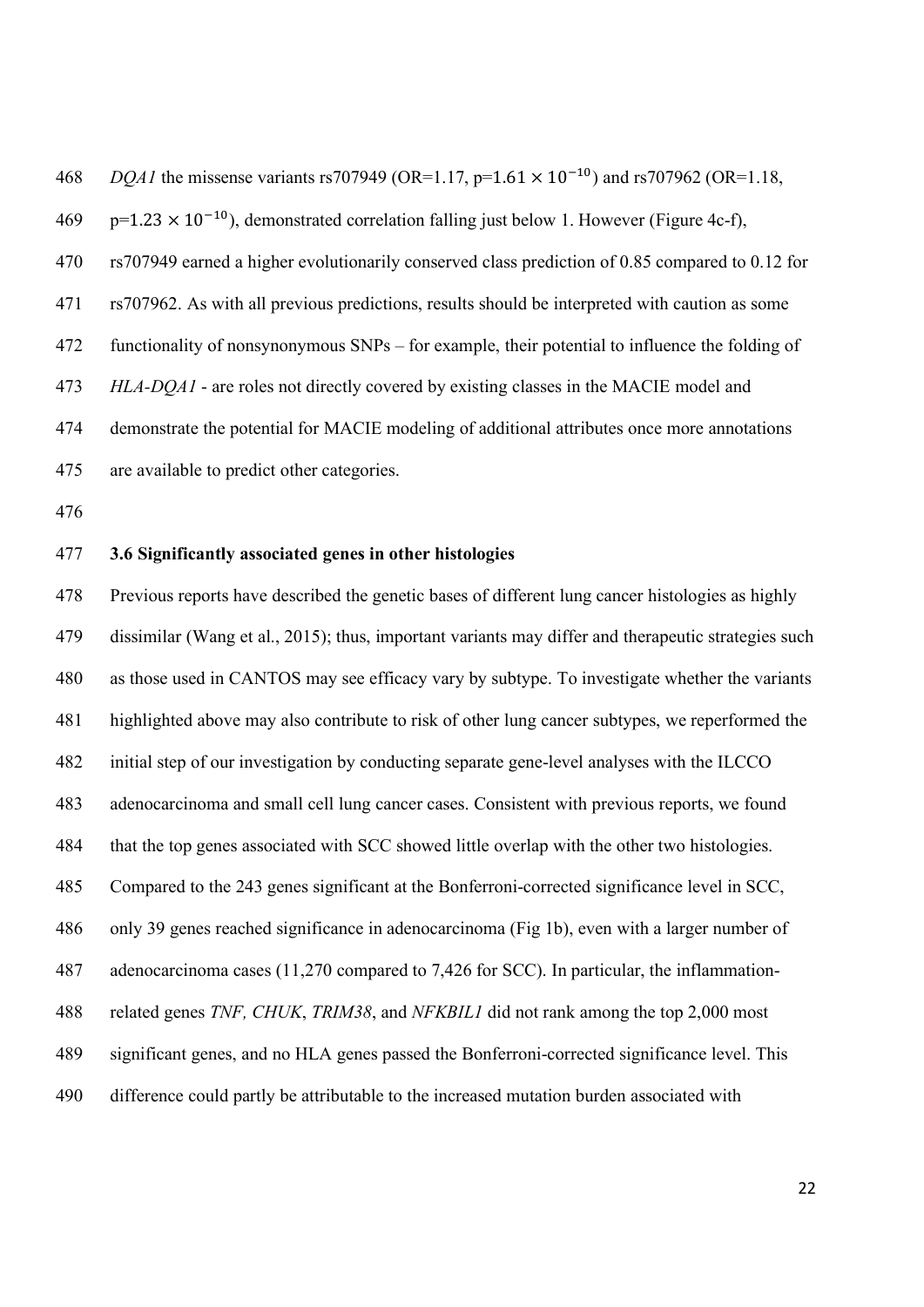*DQA1* the missense variants rs707949 (OR=1.17, p=$1.61 \times 10^{-10}$) and rs707962 (OR=1.18, p=$1.23 \times 10^{-10}$), demonstrated correlation falling just below 1. However (Figure 4c-f), rs707949 earned a higher evolutionarily conserved class prediction of 0.85 compared to 0.12 for rs707962. As with all previous predictions, results should be interpreted with caution as some functionality of nonsynonymous SNPs – for example, their potential to influence the folding of *HLA-DQA1* - are roles not directly covered by existing classes in the MACIE model and demonstrate the potential for MACIE modeling of additional attributes once more annotations are available to predict other categories.

### 3.6 Significantly associated genes in other histologies

Previous reports have described the genetic bases of different lung cancer histologies as highly dissimilar (Wang et al., 2015); thus, important variants may differ and therapeutic strategies such as those used in CANTOS may see efficacy vary by subtype. To investigate whether the variants highlighted above may also contribute to risk of other lung cancer subtypes, we reperformed the initial step of our investigation by conducting separate gene-level analyses with the ILCCO adenocarcinoma and small cell lung cancer cases. Consistent with previous reports, we found that the top genes associated with SCC showed little overlap with the other two histologies. Compared to the 243 genes significant at the Bonferroni-corrected significance level in SCC, only 39 genes reached significance in adenocarcinoma (Fig 1b), even with a larger number of adenocarcinoma cases (11,270 compared to 7,426 for SCC). In particular, the inflammation-related genes *TNF, CHUK*, *TRIM38*, and *NFKBIL1* did not rank among the top 2,000 most significant genes, and no HLA genes passed the Bonferroni-corrected significance level. This difference could partly be attributable to the increased mutation burden associated with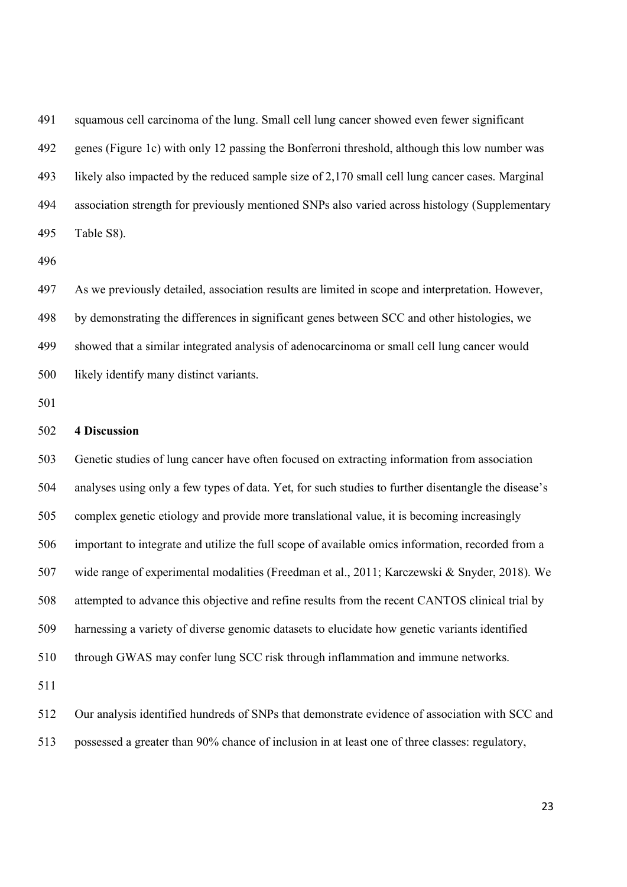squamous cell carcinoma of the lung. Small cell lung cancer showed even fewer significant genes (Figure 1c) with only 12 passing the Bonferroni threshold, although this low number was likely also impacted by the reduced sample size of 2,170 small cell lung cancer cases. Marginal association strength for previously mentioned SNPs also varied across histology (Supplementary Table S8).

As we previously detailed, association results are limited in scope and interpretation. However, by demonstrating the differences in significant genes between SCC and other histologies, we showed that a similar integrated analysis of adenocarcinoma or small cell lung cancer would likely identify many distinct variants.

## 4 Discussion

Genetic studies of lung cancer have often focused on extracting information from association analyses using only a few types of data. Yet, for such studies to further disentangle the disease's complex genetic etiology and provide more translational value, it is becoming increasingly important to integrate and utilize the full scope of available omics information, recorded from a wide range of experimental modalities (Freedman et al., 2011; Karczewski & Snyder, 2018). We attempted to advance this objective and refine results from the recent CANTOS clinical trial by harnessing a variety of diverse genomic datasets to elucidate how genetic variants identified through GWAS may confer lung SCC risk through inflammation and immune networks.

Our analysis identified hundreds of SNPs that demonstrate evidence of association with SCC and possessed a greater than 90% chance of inclusion in at least one of three classes: regulatory,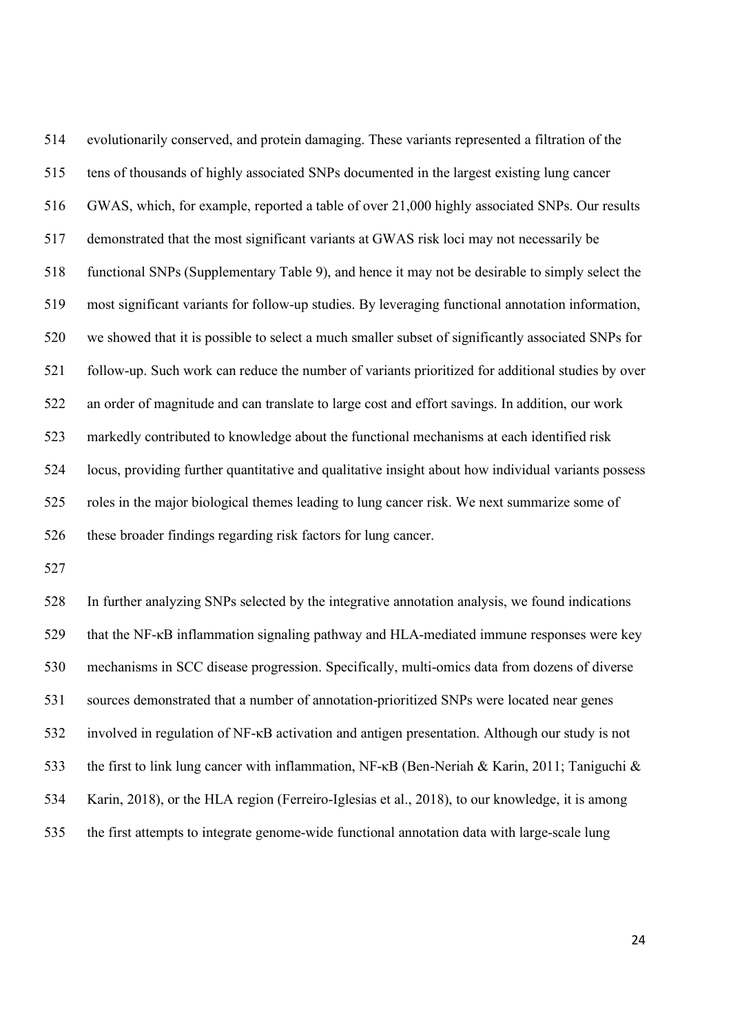evolutionarily conserved, and protein damaging. These variants represented a filtration of the tens of thousands of highly associated SNPs documented in the largest existing lung cancer GWAS, which, for example, reported a table of over 21,000 highly associated SNPs. Our results demonstrated that the most significant variants at GWAS risk loci may not necessarily be functional SNPs (Supplementary Table 9), and hence it may not be desirable to simply select the most significant variants for follow-up studies. By leveraging functional annotation information, we showed that it is possible to select a much smaller subset of significantly associated SNPs for follow-up. Such work can reduce the number of variants prioritized for additional studies by over an order of magnitude and can translate to large cost and effort savings. In addition, our work markedly contributed to knowledge about the functional mechanisms at each identified risk locus, providing further quantitative and qualitative insight about how individual variants possess roles in the major biological themes leading to lung cancer risk. We next summarize some of these broader findings regarding risk factors for lung cancer.

In further analyzing SNPs selected by the integrative annotation analysis, we found indications that the NF-κB inflammation signaling pathway and HLA-mediated immune responses were key mechanisms in SCC disease progression. Specifically, multi-omics data from dozens of diverse sources demonstrated that a number of annotation-prioritized SNPs were located near genes involved in regulation of NF-κB activation and antigen presentation. Although our study is not the first to link lung cancer with inflammation, NF-κB (Ben-Neriah & Karin, 2011; Taniguchi & Karin, 2018), or the HLA region (Ferreiro-Iglesias et al., 2018), to our knowledge, it is among the first attempts to integrate genome-wide functional annotation data with large-scale lung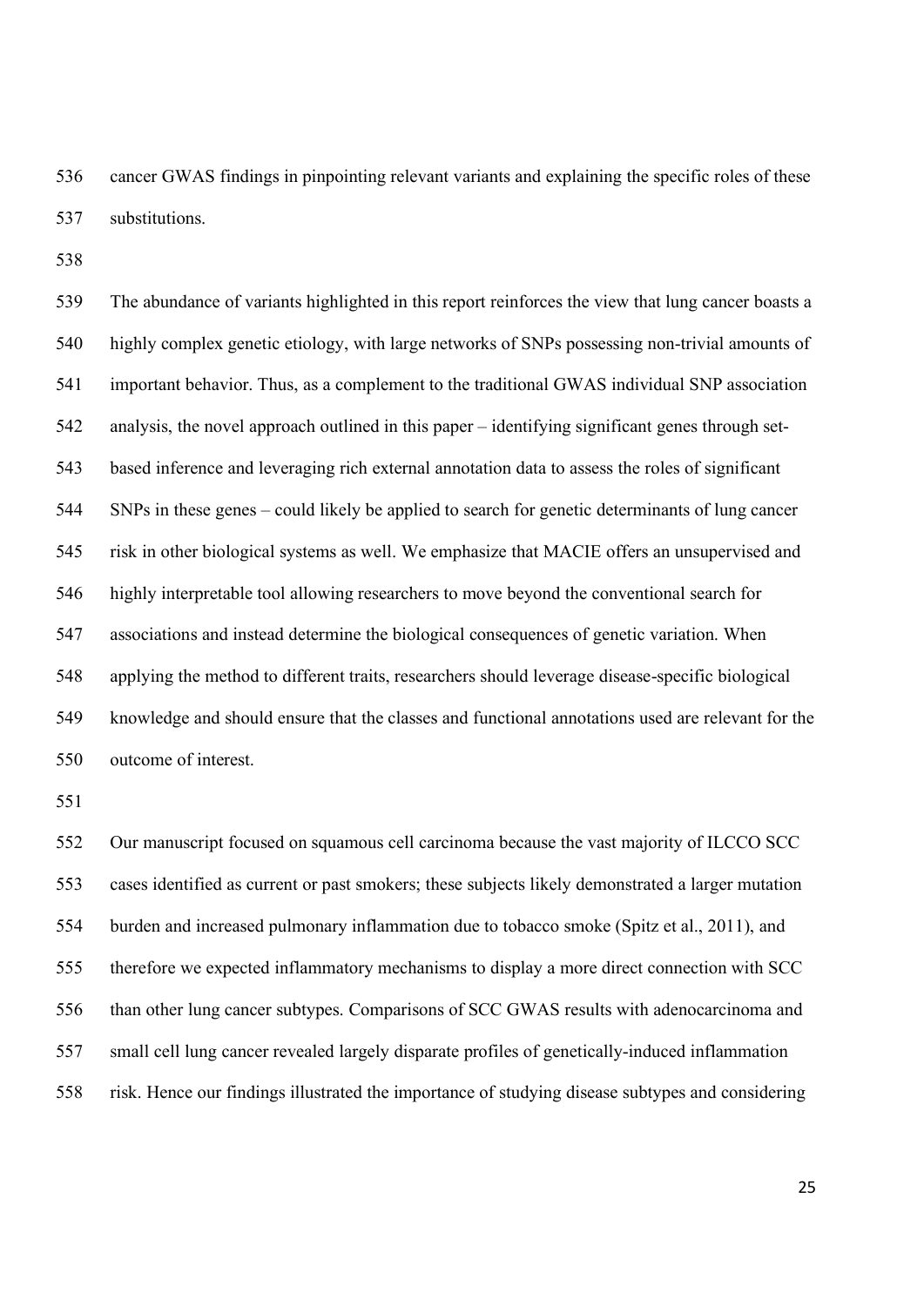cancer GWAS findings in pinpointing relevant variants and explaining the specific roles of these substitutions.

The abundance of variants highlighted in this report reinforces the view that lung cancer boasts a highly complex genetic etiology, with large networks of SNPs possessing non-trivial amounts of important behavior. Thus, as a complement to the traditional GWAS individual SNP association analysis, the novel approach outlined in this paper – identifying significant genes through set-based inference and leveraging rich external annotation data to assess the roles of significant SNPs in these genes – could likely be applied to search for genetic determinants of lung cancer risk in other biological systems as well. We emphasize that MACIE offers an unsupervised and highly interpretable tool allowing researchers to move beyond the conventional search for associations and instead determine the biological consequences of genetic variation. When applying the method to different traits, researchers should leverage disease-specific biological knowledge and should ensure that the classes and functional annotations used are relevant for the outcome of interest.

Our manuscript focused on squamous cell carcinoma because the vast majority of ILCCO SCC cases identified as current or past smokers; these subjects likely demonstrated a larger mutation burden and increased pulmonary inflammation due to tobacco smoke (Spitz et al., 2011), and therefore we expected inflammatory mechanisms to display a more direct connection with SCC than other lung cancer subtypes. Comparisons of SCC GWAS results with adenocarcinoma and small cell lung cancer revealed largely disparate profiles of genetically-induced inflammation risk. Hence our findings illustrated the importance of studying disease subtypes and considering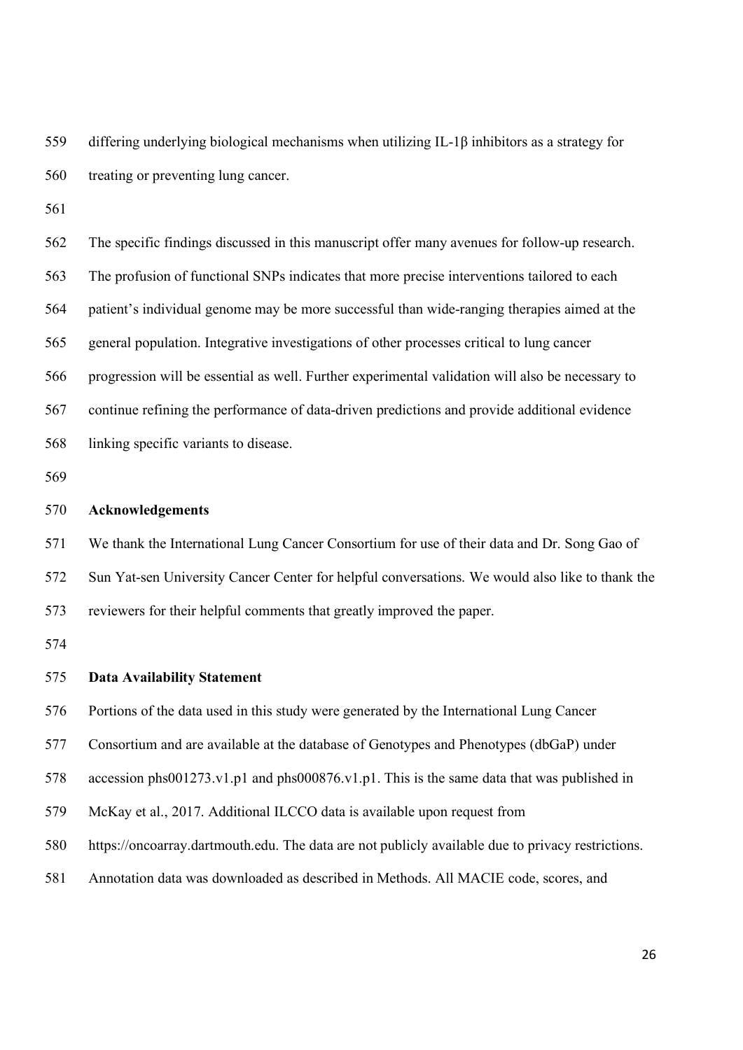differing underlying biological mechanisms when utilizing IL-1β inhibitors as a strategy for treating or preventing lung cancer.

The specific findings discussed in this manuscript offer many avenues for follow-up research. The profusion of functional SNPs indicates that more precise interventions tailored to each patient's individual genome may be more successful than wide-ranging therapies aimed at the general population. Integrative investigations of other processes critical to lung cancer progression will be essential as well. Further experimental validation will also be necessary to continue refining the performance of data-driven predictions and provide additional evidence linking specific variants to disease.

## Acknowledgements

We thank the International Lung Cancer Consortium for use of their data and Dr. Song Gao of Sun Yat-sen University Cancer Center for helpful conversations. We would also like to thank the reviewers for their helpful comments that greatly improved the paper.

## Data Availability Statement

Portions of the data used in this study were generated by the International Lung Cancer Consortium and are available at the database of Genotypes and Phenotypes (dbGaP) under accession phs001273.v1.p1 and phs000876.v1.p1. This is the same data that was published in McKay et al., 2017. Additional ILCCO data is available upon request from https://oncoarray.dartmouth.edu. The data are not publicly available due to privacy restrictions. Annotation data was downloaded as described in Methods. All MACIE code, scores, and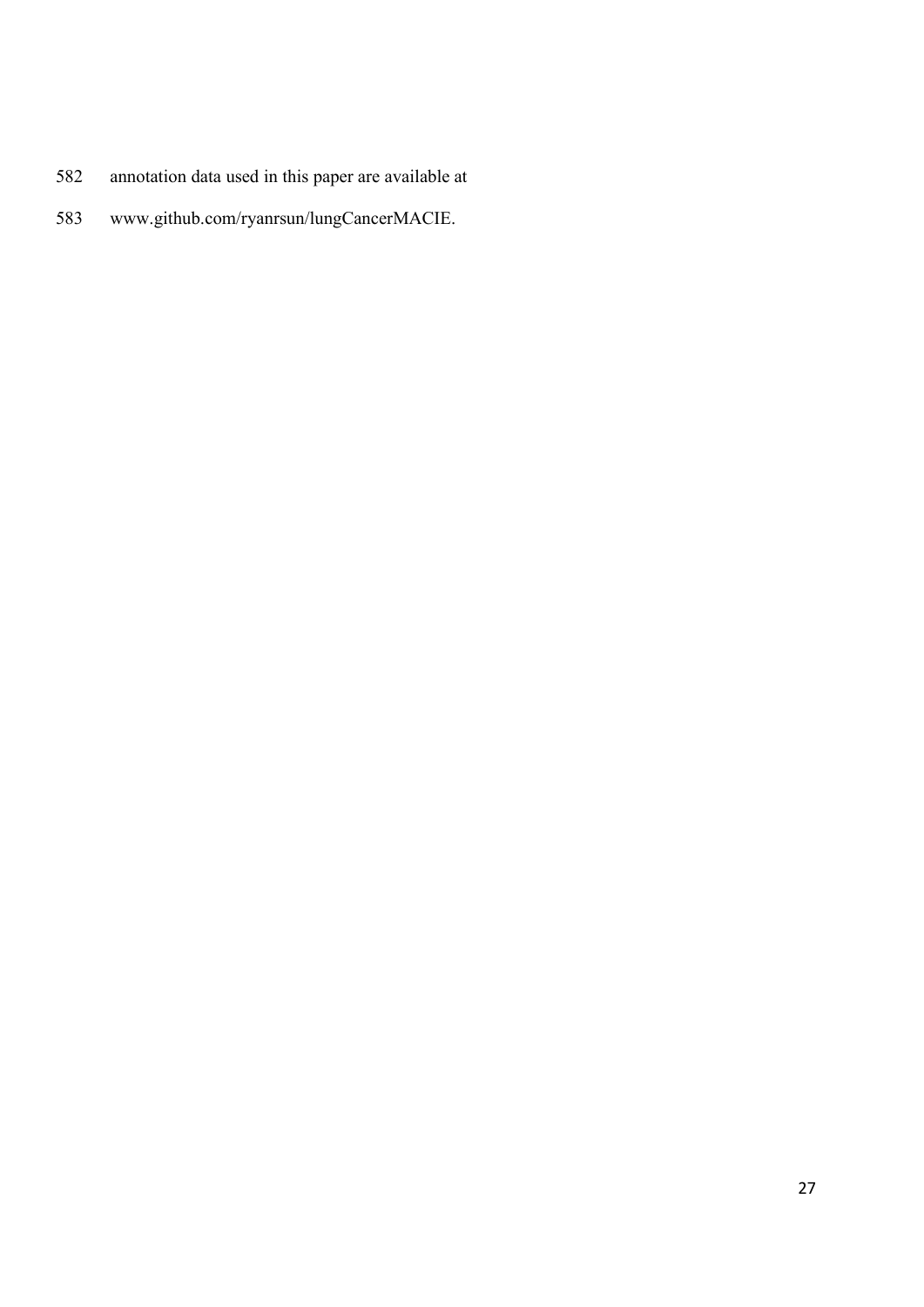annotation data used in this paper are available at
www.github.com/ryanrsun/lungCancerMACIE.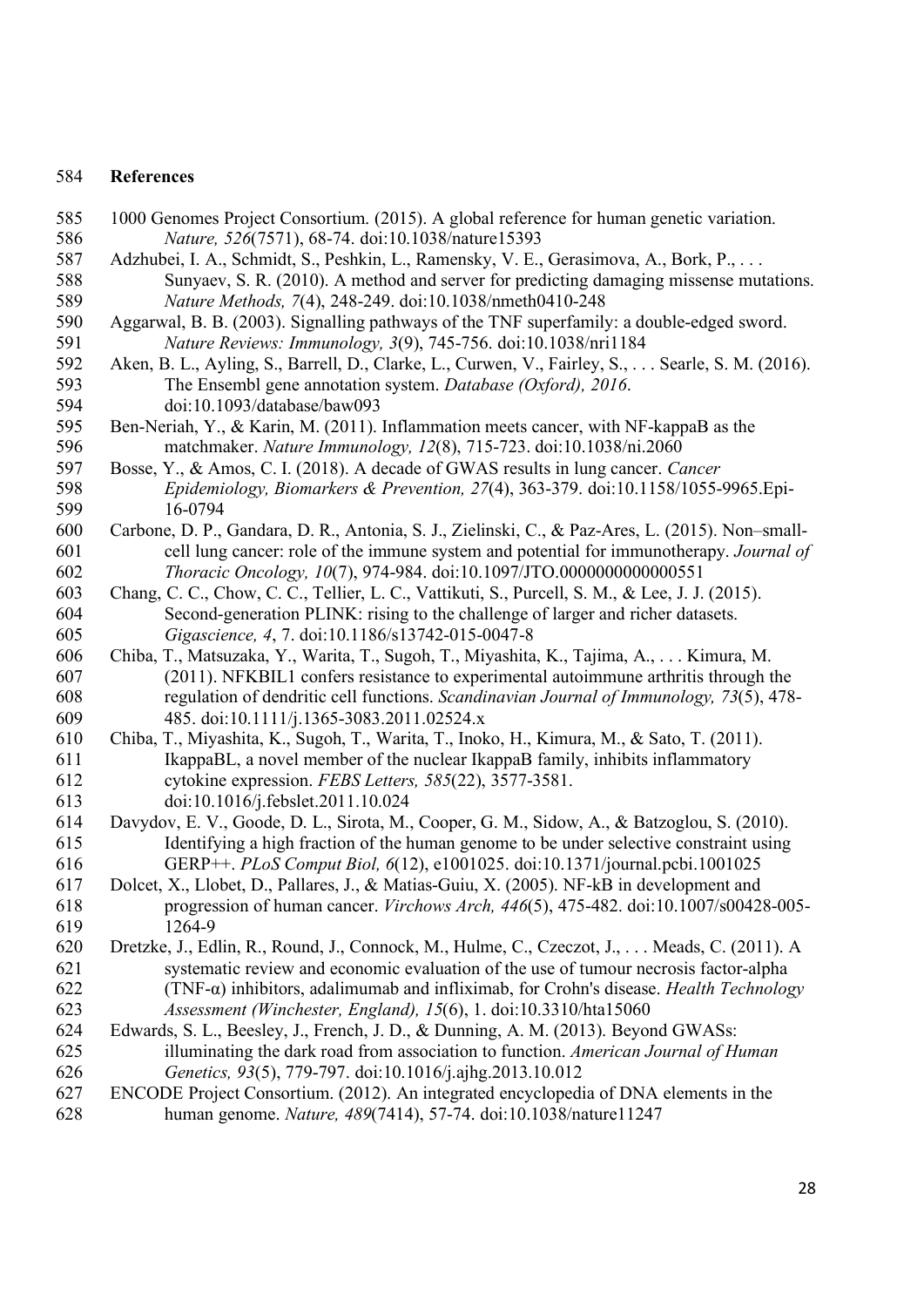## References

1000 Genomes Project Consortium. (2015). A global reference for human genetic variation. *Nature, 526*(7571), 68-74. doi:10.1038/nature15393

Adzhubei, I. A., Schmidt, S., Peshkin, L., Ramensky, V. E., Gerasimova, A., Bork, P., . . . Sunyaev, S. R. (2010). A method and server for predicting damaging missense mutations. *Nature Methods, 7*(4), 248-249. doi:10.1038/nmeth0410-248

Aggarwal, B. B. (2003). Signalling pathways of the TNF superfamily: a double-edged sword. *Nature Reviews: Immunology, 3*(9), 745-756. doi:10.1038/nri1184

Aken, B. L., Ayling, S., Barrell, D., Clarke, L., Curwen, V., Fairley, S., . . . Searle, S. M. (2016). The Ensembl gene annotation system. *Database (Oxford), 2016*. doi:10.1093/database/baw093

Ben-Neriah, Y., & Karin, M. (2011). Inflammation meets cancer, with NF-kappaB as the matchmaker. *Nature Immunology, 12*(8), 715-723. doi:10.1038/ni.2060

Bosse, Y., & Amos, C. I. (2018). A decade of GWAS results in lung cancer. *Cancer Epidemiology, Biomarkers & Prevention, 27*(4), 363-379. doi:10.1158/1055-9965.Epi-16-0794

Carbone, D. P., Gandara, D. R., Antonia, S. J., Zielinski, C., & Paz-Ares, L. (2015). Non–small-cell lung cancer: role of the immune system and potential for immunotherapy. *Journal of Thoracic Oncology, 10*(7), 974-984. doi:10.1097/JTO.0000000000000551

Chang, C. C., Chow, C. C., Tellier, L. C., Vattikuti, S., Purcell, S. M., & Lee, J. J. (2015). Second-generation PLINK: rising to the challenge of larger and richer datasets. *Gigascience, 4*, 7. doi:10.1186/s13742-015-0047-8

Chiba, T., Matsuzaka, Y., Warita, T., Sugoh, T., Miyashita, K., Tajima, A., . . . Kimura, M. (2011). NFKBIL1 confers resistance to experimental autoimmune arthritis through the regulation of dendritic cell functions. *Scandinavian Journal of Immunology, 73*(5), 478-485. doi:10.1111/j.1365-3083.2011.02524.x

Chiba, T., Miyashita, K., Sugoh, T., Warita, T., Inoko, H., Kimura, M., & Sato, T. (2011). IkappaBL, a novel member of the nuclear IkappaB family, inhibits inflammatory cytokine expression. *FEBS Letters, 585*(22), 3577-3581. doi:10.1016/j.febslet.2011.10.024

Davydov, E. V., Goode, D. L., Sirota, M., Cooper, G. M., Sidow, A., & Batzoglou, S. (2010). Identifying a high fraction of the human genome to be under selective constraint using GERP++. *PLoS Comput Biol, 6*(12), e1001025. doi:10.1371/journal.pcbi.1001025

Dolcet, X., Llobet, D., Pallares, J., & Matias-Guiu, X. (2005). NF-kB in development and progression of human cancer. *Virchows Arch, 446*(5), 475-482. doi:10.1007/s00428-005-1264-9

Dretzke, J., Edlin, R., Round, J., Connock, M., Hulme, C., Czeczot, J., . . . Meads, C. (2011). A systematic review and economic evaluation of the use of tumour necrosis factor-alpha (TNF-α) inhibitors, adalimumab and infliximab, for Crohn's disease. *Health Technology Assessment (Winchester, England), 15*(6), 1. doi:10.3310/hta15060

Edwards, S. L., Beesley, J., French, J. D., & Dunning, A. M. (2013). Beyond GWASs: illuminating the dark road from association to function. *American Journal of Human Genetics, 93*(5), 779-797. doi:10.1016/j.ajhg.2013.10.012

ENCODE Project Consortium. (2012). An integrated encyclopedia of DNA elements in the human genome. *Nature, 489*(7414), 57-74. doi:10.1038/nature11247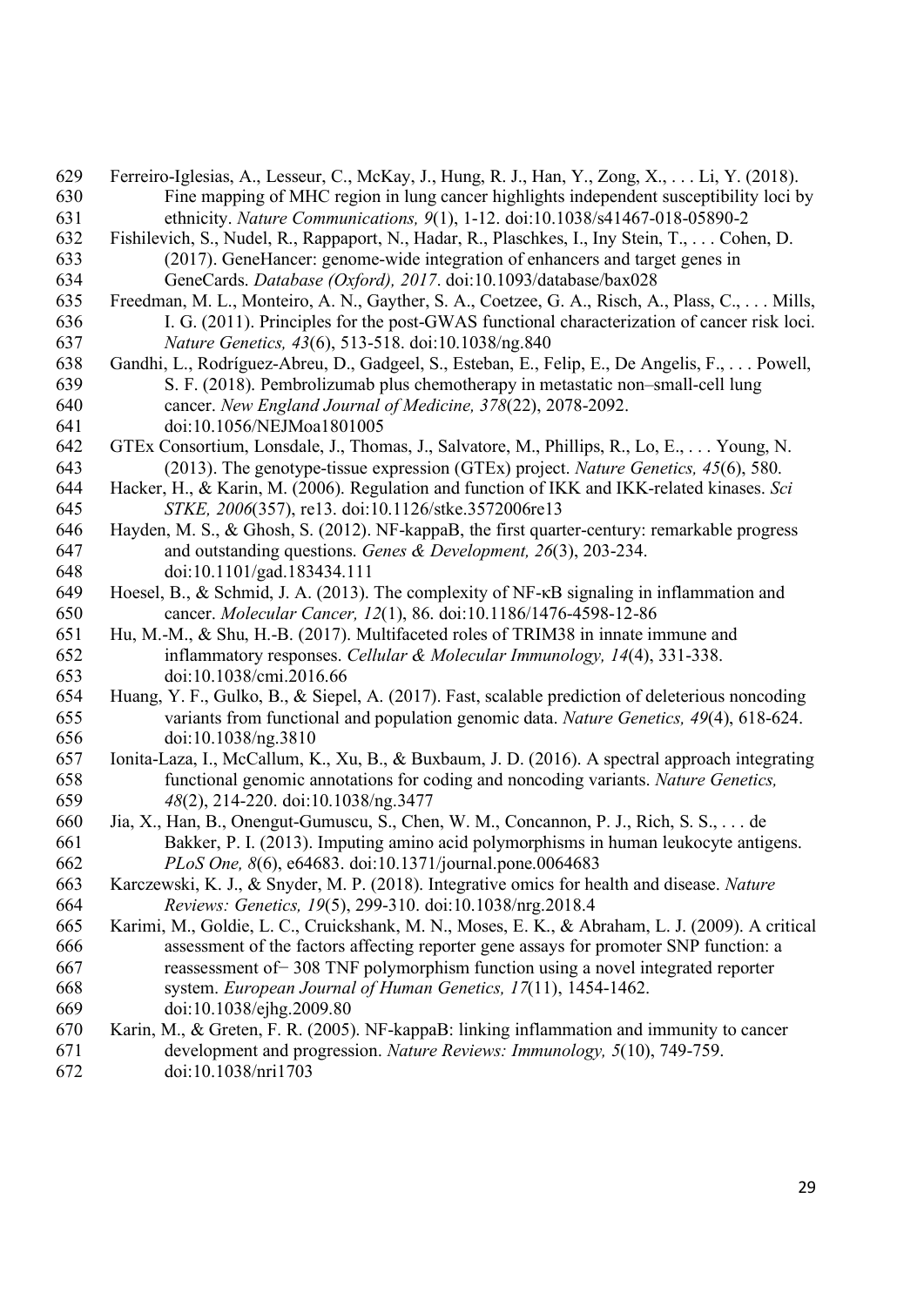Ferreiro-Iglesias, A., Lesseur, C., McKay, J., Hung, R. J., Han, Y., Zong, X., . . . Li, Y. (2018). Fine mapping of MHC region in lung cancer highlights independent susceptibility loci by ethnicity. *Nature Communications, 9*(1), 1-12. doi:10.1038/s41467-018-05890-2

Fishilevich, S., Nudel, R., Rappaport, N., Hadar, R., Plaschkes, I., Iny Stein, T., . . . Cohen, D. (2017). GeneHancer: genome-wide integration of enhancers and target genes in GeneCards. *Database (Oxford), 2017*. doi:10.1093/database/bax028

Freedman, M. L., Monteiro, A. N., Gayther, S. A., Coetzee, G. A., Risch, A., Plass, C., . . . Mills, I. G. (2011). Principles for the post-GWAS functional characterization of cancer risk loci. *Nature Genetics, 43*(6), 513-518. doi:10.1038/ng.840

Gandhi, L., Rodríguez-Abreu, D., Gadgeel, S., Esteban, E., Felip, E., De Angelis, F., . . . Powell, S. F. (2018). Pembrolizumab plus chemotherapy in metastatic non–small-cell lung cancer. *New England Journal of Medicine, 378*(22), 2078-2092. doi:10.1056/NEJMoa1801005

GTEx Consortium, Lonsdale, J., Thomas, J., Salvatore, M., Phillips, R., Lo, E., . . . Young, N. (2013). The genotype-tissue expression (GTEx) project. *Nature Genetics, 45*(6), 580.

Hacker, H., & Karin, M. (2006). Regulation and function of IKK and IKK-related kinases. *Sci STKE, 2006*(357), re13. doi:10.1126/stke.3572006re13

Hayden, M. S., & Ghosh, S. (2012). NF-kappaB, the first quarter-century: remarkable progress and outstanding questions. *Genes & Development, 26*(3), 203-234. doi:10.1101/gad.183434.111

Hoesel, B., & Schmid, J. A. (2013). The complexity of NF-κB signaling in inflammation and cancer. *Molecular Cancer, 12*(1), 86. doi:10.1186/1476-4598-12-86

Hu, M.-M., & Shu, H.-B. (2017). Multifaceted roles of TRIM38 in innate immune and inflammatory responses. *Cellular & Molecular Immunology, 14*(4), 331-338. doi:10.1038/cmi.2016.66

Huang, Y. F., Gulko, B., & Siepel, A. (2017). Fast, scalable prediction of deleterious noncoding variants from functional and population genomic data. *Nature Genetics, 49*(4), 618-624. doi:10.1038/ng.3810

Ionita-Laza, I., McCallum, K., Xu, B., & Buxbaum, J. D. (2016). A spectral approach integrating functional genomic annotations for coding and noncoding variants. *Nature Genetics, 48*(2), 214-220. doi:10.1038/ng.3477

Jia, X., Han, B., Onengut-Gumuscu, S., Chen, W. M., Concannon, P. J., Rich, S. S., . . . de Bakker, P. I. (2013). Imputing amino acid polymorphisms in human leukocyte antigens. *PLoS One, 8*(6), e64683. doi:10.1371/journal.pone.0064683

Karczewski, K. J., & Snyder, M. P. (2018). Integrative omics for health and disease. *Nature Reviews: Genetics, 19*(5), 299-310. doi:10.1038/nrg.2018.4

Karimi, M., Goldie, L. C., Cruickshank, M. N., Moses, E. K., & Abraham, L. J. (2009). A critical assessment of the factors affecting reporter gene assays for promoter SNP function: a reassessment of− 308 TNF polymorphism function using a novel integrated reporter system. *European Journal of Human Genetics, 17*(11), 1454-1462. doi:10.1038/ejhg.2009.80

Karin, M., & Greten, F. R. (2005). NF-kappaB: linking inflammation and immunity to cancer development and progression. *Nature Reviews: Immunology, 5*(10), 749-759. doi:10.1038/nri1703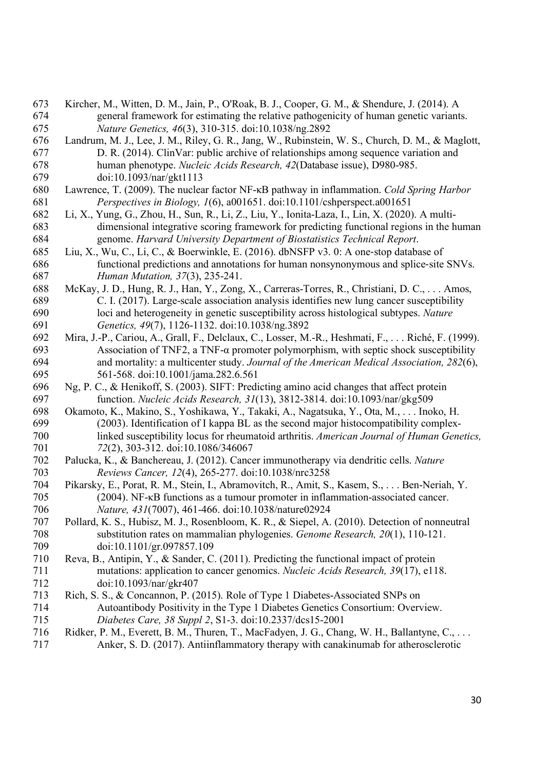Kircher, M., Witten, D. M., Jain, P., O'Roak, B. J., Cooper, G. M., & Shendure, J. (2014). A general framework for estimating the relative pathogenicity of human genetic variants. *Nature Genetics, 46*(3), 310-315. doi:10.1038/ng.2892

Landrum, M. J., Lee, J. M., Riley, G. R., Jang, W., Rubinstein, W. S., Church, D. M., & Maglott, D. R. (2014). ClinVar: public archive of relationships among sequence variation and human phenotype. *Nucleic Acids Research, 42*(Database issue), D980-985. doi:10.1093/nar/gkt1113

Lawrence, T. (2009). The nuclear factor NF-κB pathway in inflammation. *Cold Spring Harbor Perspectives in Biology, 1*(6), a001651. doi:10.1101/cshperspect.a001651

Li, X., Yung, G., Zhou, H., Sun, R., Li, Z., Liu, Y., Ionita-Laza, I., Lin, X. (2020). A multi-dimensional integrative scoring framework for predicting functional regions in the human genome. *Harvard University Department of Biostatistics Technical Report*.

Liu, X., Wu, C., Li, C., & Boerwinkle, E. (2016). dbNSFP v3. 0: A one‐stop database of functional predictions and annotations for human nonsynonymous and splice‐site SNVs. *Human Mutation, 37*(3), 235-241.

McKay, J. D., Hung, R. J., Han, Y., Zong, X., Carreras-Torres, R., Christiani, D. C., . . . Amos, C. I. (2017). Large-scale association analysis identifies new lung cancer susceptibility loci and heterogeneity in genetic susceptibility across histological subtypes. *Nature Genetics, 49*(7), 1126-1132. doi:10.1038/ng.3892

Mira, J.-P., Cariou, A., Grall, F., Delclaux, C., Losser, M.-R., Heshmati, F., . . . Riché, F. (1999). Association of TNF2, a TNF-α promoter polymorphism, with septic shock susceptibility and mortality: a multicenter study. *Journal of the American Medical Association, 282*(6), 561-568. doi:10.1001/jama.282.6.561

Ng, P. C., & Henikoff, S. (2003). SIFT: Predicting amino acid changes that affect protein function. *Nucleic Acids Research, 31*(13), 3812-3814. doi:10.1093/nar/gkg509

Okamoto, K., Makino, S., Yoshikawa, Y., Takaki, A., Nagatsuka, Y., Ota, M., . . . Inoko, H. (2003). Identification of I kappa BL as the second major histocompatibility complex-linked susceptibility locus for rheumatoid arthritis. *American Journal of Human Genetics, 72*(2), 303-312. doi:10.1086/346067

Palucka, K., & Banchereau, J. (2012). Cancer immunotherapy via dendritic cells. *Nature Reviews Cancer, 12*(4), 265-277. doi:10.1038/nrc3258

Pikarsky, E., Porat, R. M., Stein, I., Abramovitch, R., Amit, S., Kasem, S., . . . Ben-Neriah, Y. (2004). NF-κB functions as a tumour promoter in inflammation-associated cancer. *Nature, 431*(7007), 461-466. doi:10.1038/nature02924

Pollard, K. S., Hubisz, M. J., Rosenbloom, K. R., & Siepel, A. (2010). Detection of nonneutral substitution rates on mammalian phylogenies. *Genome Research, 20*(1), 110-121. doi:10.1101/gr.097857.109

Reva, B., Antipin, Y., & Sander, C. (2011). Predicting the functional impact of protein mutations: application to cancer genomics. *Nucleic Acids Research, 39*(17), e118. doi:10.1093/nar/gkr407

Rich, S. S., & Concannon, P. (2015). Role of Type 1 Diabetes-Associated SNPs on Autoantibody Positivity in the Type 1 Diabetes Genetics Consortium: Overview. *Diabetes Care, 38 Suppl 2*, S1-3. doi:10.2337/dcs15-2001

Ridker, P. M., Everett, B. M., Thuren, T., MacFadyen, J. G., Chang, W. H., Ballantyne, C., . . . Anker, S. D. (2017). Antiinflammatory therapy with canakinumab for atherosclerotic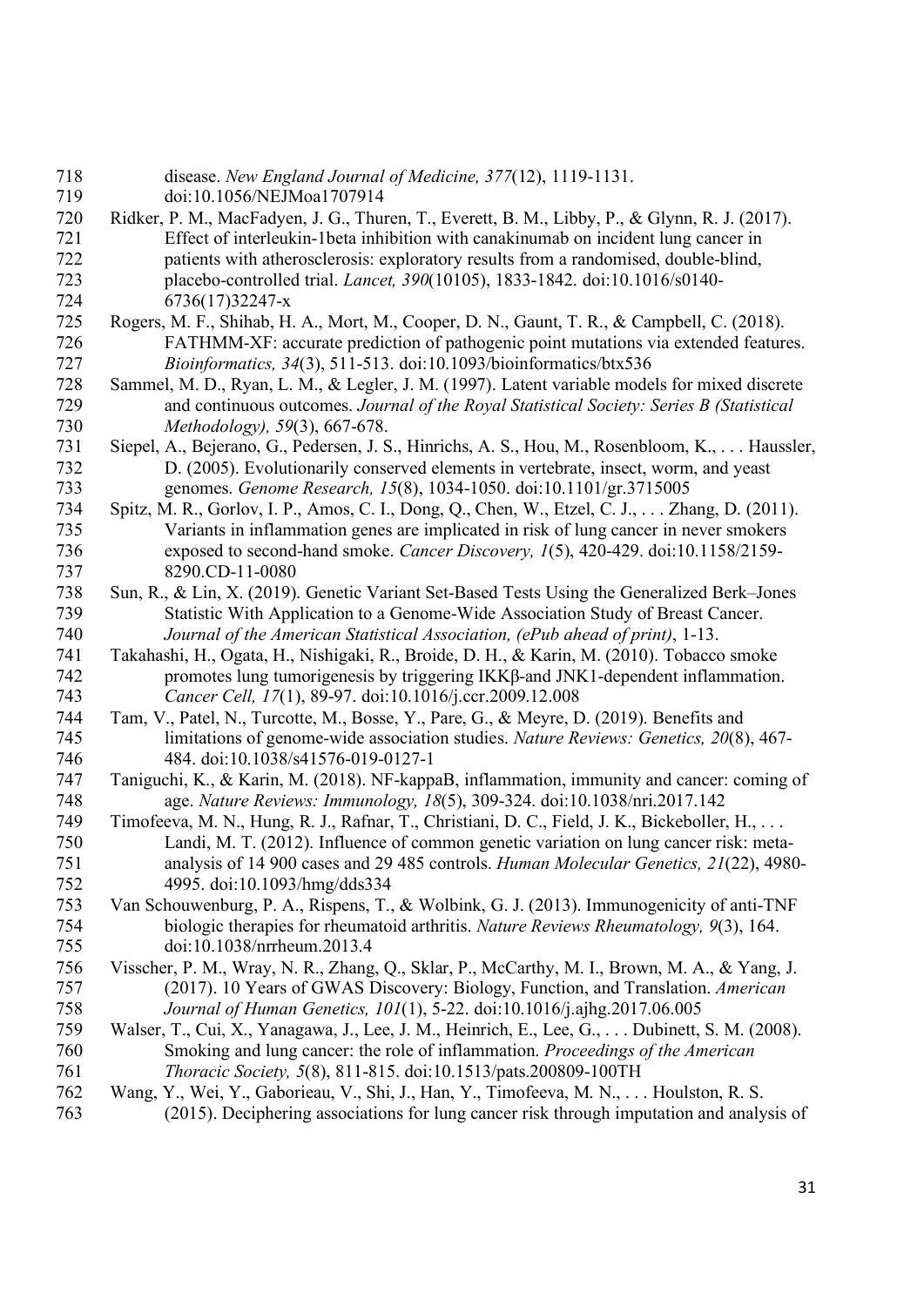disease. *New England Journal of Medicine, 377*(12), 1119-1131. doi:10.1056/NEJMoa1707914

Ridker, P. M., MacFadyen, J. G., Thuren, T., Everett, B. M., Libby, P., & Glynn, R. J. (2017). Effect of interleukin-1beta inhibition with canakinumab on incident lung cancer in patients with atherosclerosis: exploratory results from a randomised, double-blind, placebo-controlled trial. *Lancet, 390*(10105), 1833-1842. doi:10.1016/s0140-6736(17)32247-x

Rogers, M. F., Shihab, H. A., Mort, M., Cooper, D. N., Gaunt, T. R., & Campbell, C. (2018). FATHMM-XF: accurate prediction of pathogenic point mutations via extended features. *Bioinformatics, 34*(3), 511-513. doi:10.1093/bioinformatics/btx536

Sammel, M. D., Ryan, L. M., & Legler, J. M. (1997). Latent variable models for mixed discrete and continuous outcomes. *Journal of the Royal Statistical Society: Series B (Statistical Methodology), 59*(3), 667-678.

Siepel, A., Bejerano, G., Pedersen, J. S., Hinrichs, A. S., Hou, M., Rosenbloom, K., . . . Haussler, D. (2005). Evolutionarily conserved elements in vertebrate, insect, worm, and yeast genomes. *Genome Research, 15*(8), 1034-1050. doi:10.1101/gr.3715005

Spitz, M. R., Gorlov, I. P., Amos, C. I., Dong, Q., Chen, W., Etzel, C. J., . . . Zhang, D. (2011). Variants in inflammation genes are implicated in risk of lung cancer in never smokers exposed to second-hand smoke. *Cancer Discovery, 1*(5), 420-429. doi:10.1158/2159-8290.CD-11-0080

Sun, R., & Lin, X. (2019). Genetic Variant Set-Based Tests Using the Generalized Berk–Jones Statistic With Application to a Genome-Wide Association Study of Breast Cancer. *Journal of the American Statistical Association, (ePub ahead of print)*, 1-13.

Takahashi, H., Ogata, H., Nishigaki, R., Broide, D. H., & Karin, M. (2010). Tobacco smoke promotes lung tumorigenesis by triggering IKKβ-and JNK1-dependent inflammation. *Cancer Cell, 17*(1), 89-97. doi:10.1016/j.ccr.2009.12.008

Tam, V., Patel, N., Turcotte, M., Bosse, Y., Pare, G., & Meyre, D. (2019). Benefits and limitations of genome-wide association studies. *Nature Reviews: Genetics, 20*(8), 467-484. doi:10.1038/s41576-019-0127-1

Taniguchi, K., & Karin, M. (2018). NF-kappaB, inflammation, immunity and cancer: coming of age. *Nature Reviews: Immunology, 18*(5), 309-324. doi:10.1038/nri.2017.142

Timofeeva, M. N., Hung, R. J., Rafnar, T., Christiani, D. C., Field, J. K., Bickeboller, H., . . . Landi, M. T. (2012). Influence of common genetic variation on lung cancer risk: meta-analysis of 14 900 cases and 29 485 controls. *Human Molecular Genetics, 21*(22), 4980-4995. doi:10.1093/hmg/dds334

Van Schouwenburg, P. A., Rispens, T., & Wolbink, G. J. (2013). Immunogenicity of anti-TNF biologic therapies for rheumatoid arthritis. *Nature Reviews Rheumatology, 9*(3), 164. doi:10.1038/nrrheum.2013.4

Visscher, P. M., Wray, N. R., Zhang, Q., Sklar, P., McCarthy, M. I., Brown, M. A., & Yang, J. (2017). 10 Years of GWAS Discovery: Biology, Function, and Translation. *American Journal of Human Genetics, 101*(1), 5-22. doi:10.1016/j.ajhg.2017.06.005

Walser, T., Cui, X., Yanagawa, J., Lee, J. M., Heinrich, E., Lee, G., . . . Dubinett, S. M. (2008). Smoking and lung cancer: the role of inflammation. *Proceedings of the American Thoracic Society, 5*(8), 811-815. doi:10.1513/pats.200809-100TH

Wang, Y., Wei, Y., Gaborieau, V., Shi, J., Han, Y., Timofeeva, M. N., . . . Houlston, R. S. (2015). Deciphering associations for lung cancer risk through imputation and analysis of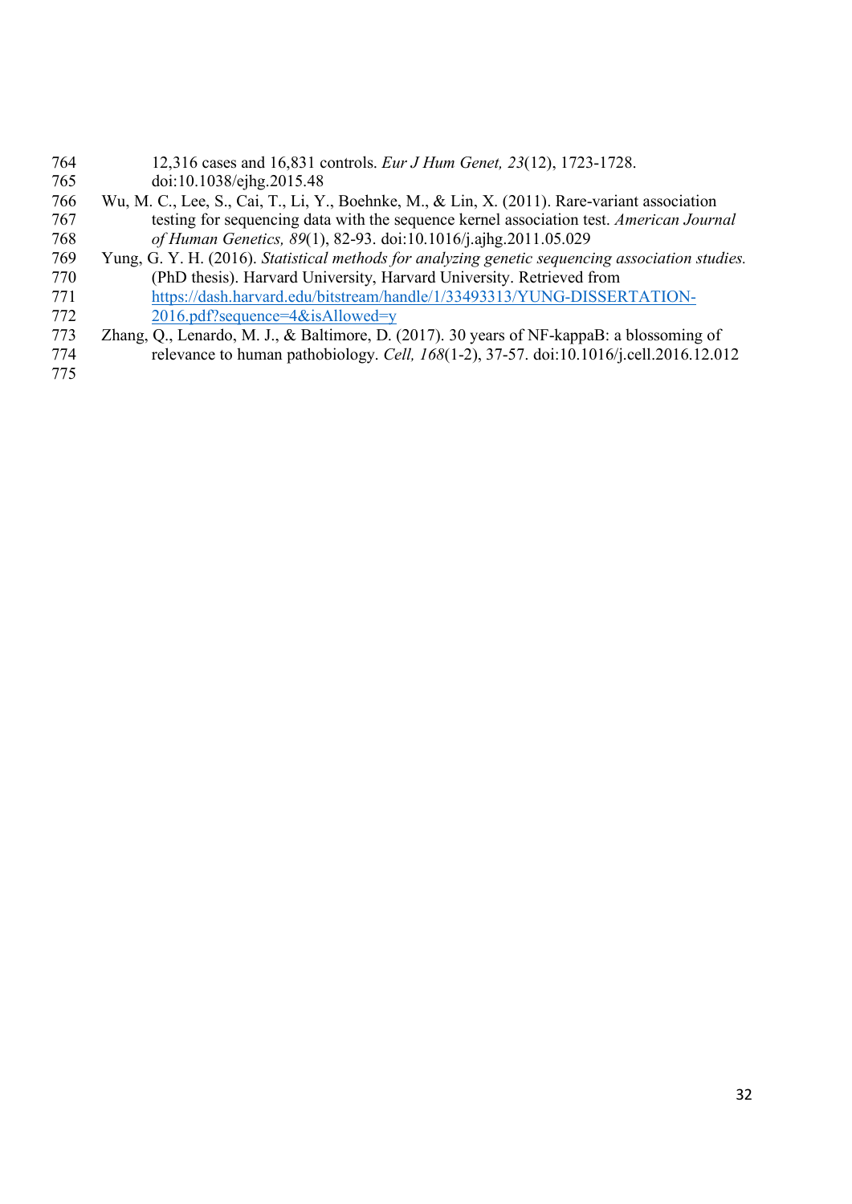12,316 cases and 16,831 controls. *Eur J Hum Genet, 23*(12), 1723-1728. doi:10.1038/ejhg.2015.48

Wu, M. C., Lee, S., Cai, T., Li, Y., Boehnke, M., & Lin, X. (2011). Rare-variant association testing for sequencing data with the sequence kernel association test. *American Journal of Human Genetics, 89*(1), 82-93. doi:10.1016/j.ajhg.2011.05.029

Yung, G. Y. H. (2016). *Statistical methods for analyzing genetic sequencing association studies.* (PhD thesis). Harvard University, Harvard University. Retrieved from https://dash.harvard.edu/bitstream/handle/1/33493313/YUNG-DISSERTATION-2016.pdf?sequence=4&isAllowed=y

Zhang, Q., Lenardo, M. J., & Baltimore, D. (2017). 30 years of NF-kappaB: a blossoming of relevance to human pathobiology. *Cell, 168*(1-2), 37-57. doi:10.1016/j.cell.2016.12.012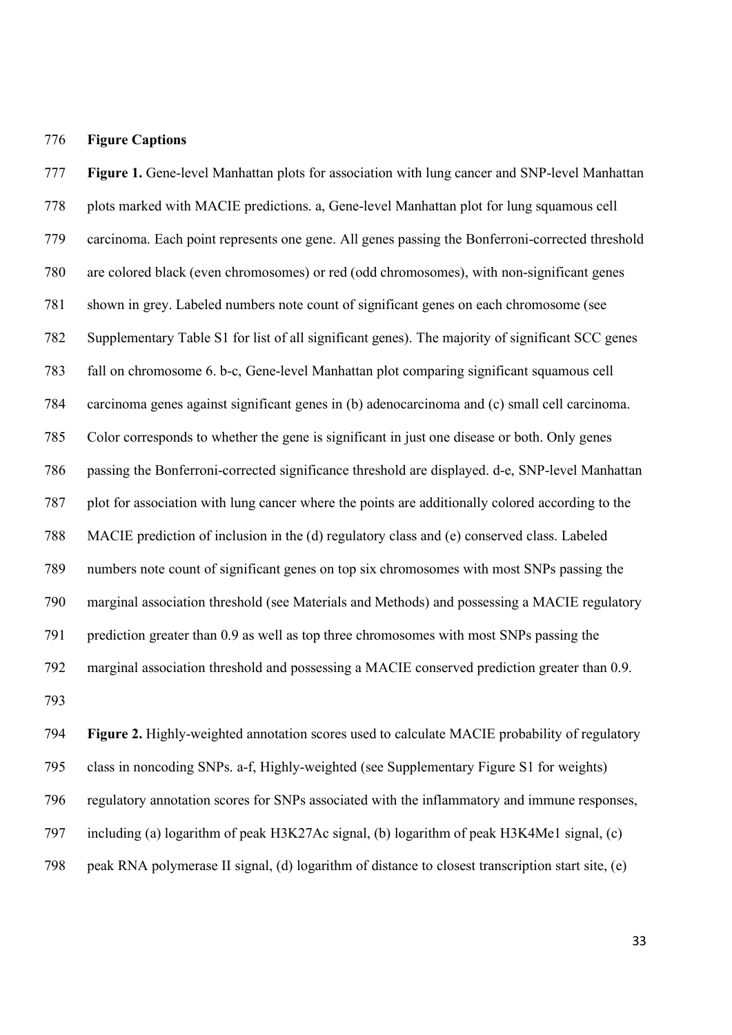## Figure Captions

**Figure 1.** Gene-level Manhattan plots for association with lung cancer and SNP-level Manhattan plots marked with MACIE predictions. a, Gene-level Manhattan plot for lung squamous cell carcinoma. Each point represents one gene. All genes passing the Bonferroni-corrected threshold are colored black (even chromosomes) or red (odd chromosomes), with non-significant genes shown in grey. Labeled numbers note count of significant genes on each chromosome (see Supplementary Table S1 for list of all significant genes). The majority of significant SCC genes fall on chromosome 6. b-c, Gene-level Manhattan plot comparing significant squamous cell carcinoma genes against significant genes in (b) adenocarcinoma and (c) small cell carcinoma. Color corresponds to whether the gene is significant in just one disease or both. Only genes passing the Bonferroni-corrected significance threshold are displayed. d-e, SNP-level Manhattan plot for association with lung cancer where the points are additionally colored according to the MACIE prediction of inclusion in the (d) regulatory class and (e) conserved class. Labeled numbers note count of significant genes on top six chromosomes with most SNPs passing the marginal association threshold (see Materials and Methods) and possessing a MACIE regulatory prediction greater than 0.9 as well as top three chromosomes with most SNPs passing the marginal association threshold and possessing a MACIE conserved prediction greater than 0.9.

**Figure 2.** Highly-weighted annotation scores used to calculate MACIE probability of regulatory class in noncoding SNPs. a-f, Highly-weighted (see Supplementary Figure S1 for weights) regulatory annotation scores for SNPs associated with the inflammatory and immune responses, including (a) logarithm of peak H3K27Ac signal, (b) logarithm of peak H3K4Me1 signal, (c) peak RNA polymerase II signal, (d) logarithm of distance to closest transcription start site, (e)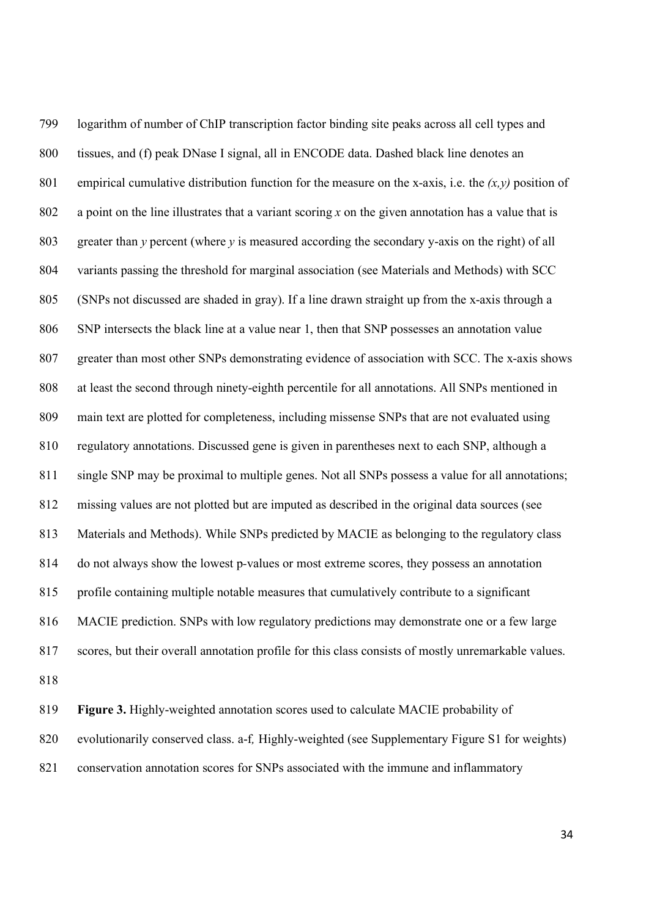logarithm of number of ChIP transcription factor binding site peaks across all cell types and tissues, and (f) peak DNase I signal, all in ENCODE data. Dashed black line denotes an empirical cumulative distribution function for the measure on the x-axis, i.e. the *(x,y)* position of a point on the line illustrates that a variant scoring *x* on the given annotation has a value that is greater than *y* percent (where *y* is measured according the secondary y-axis on the right) of all variants passing the threshold for marginal association (see Materials and Methods) with SCC (SNPs not discussed are shaded in gray). If a line drawn straight up from the x-axis through a SNP intersects the black line at a value near 1, then that SNP possesses an annotation value greater than most other SNPs demonstrating evidence of association with SCC. The x-axis shows at least the second through ninety-eighth percentile for all annotations. All SNPs mentioned in main text are plotted for completeness, including missense SNPs that are not evaluated using regulatory annotations. Discussed gene is given in parentheses next to each SNP, although a single SNP may be proximal to multiple genes. Not all SNPs possess a value for all annotations; missing values are not plotted but are imputed as described in the original data sources (see Materials and Methods). While SNPs predicted by MACIE as belonging to the regulatory class do not always show the lowest p-values or most extreme scores, they possess an annotation profile containing multiple notable measures that cumulatively contribute to a significant MACIE prediction. SNPs with low regulatory predictions may demonstrate one or a few large scores, but their overall annotation profile for this class consists of mostly unremarkable values.

**Figure 3.** Highly-weighted annotation scores used to calculate MACIE probability of evolutionarily conserved class. a-f*,* Highly-weighted (see Supplementary Figure S1 for weights) conservation annotation scores for SNPs associated with the immune and inflammatory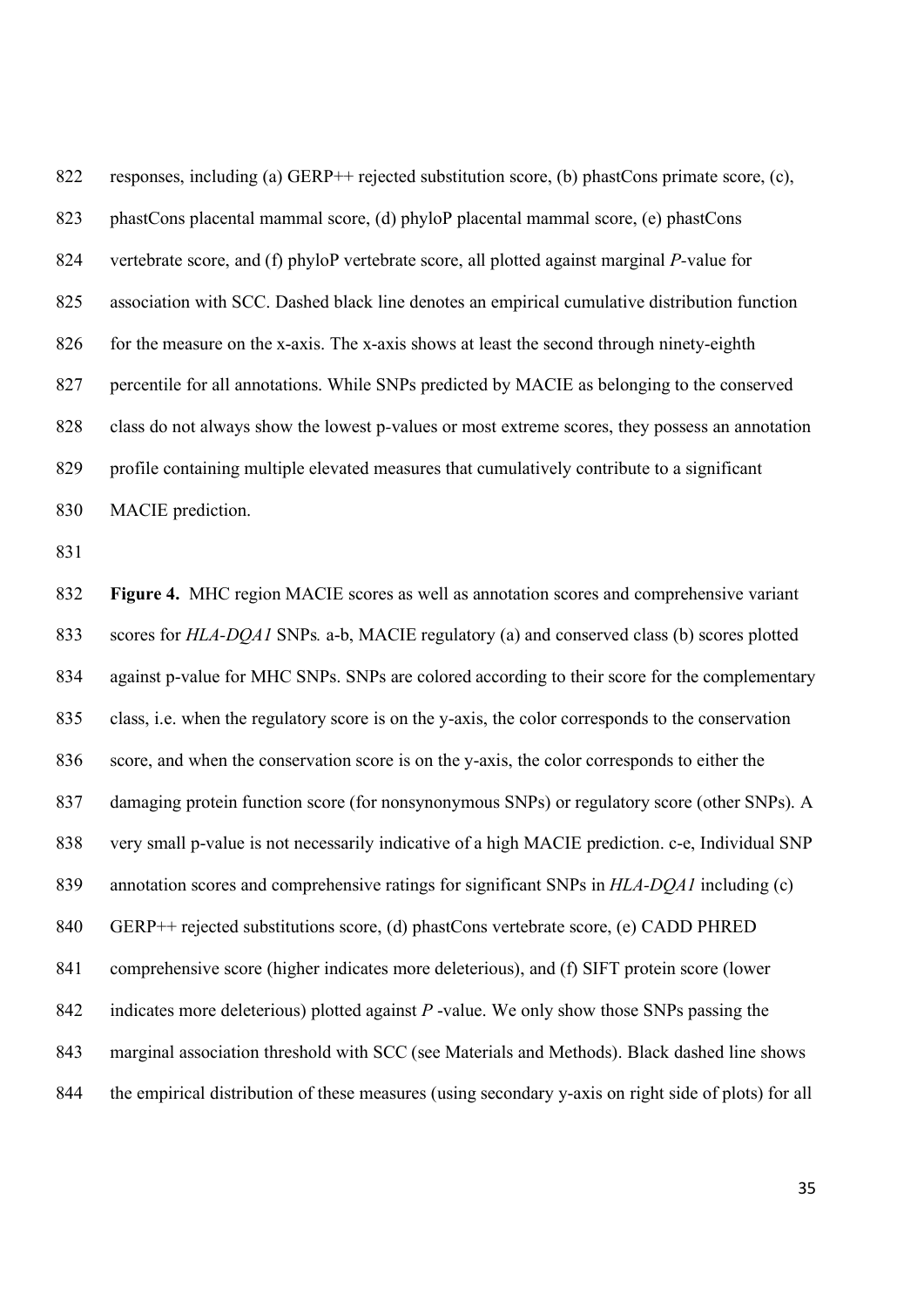responses, including (a) GERP++ rejected substitution score, (b) phastCons primate score, (c), phastCons placental mammal score, (d) phyloP placental mammal score, (e) phastCons vertebrate score, and (f) phyloP vertebrate score, all plotted against marginal *P*-value for association with SCC. Dashed black line denotes an empirical cumulative distribution function for the measure on the x-axis. The x-axis shows at least the second through ninety-eighth percentile for all annotations. While SNPs predicted by MACIE as belonging to the conserved class do not always show the lowest p-values or most extreme scores, they possess an annotation profile containing multiple elevated measures that cumulatively contribute to a significant MACIE prediction.

**Figure 4.** MHC region MACIE scores as well as annotation scores and comprehensive variant scores for *HLA-DQA1* SNPs*.* a-b, MACIE regulatory (a) and conserved class (b) scores plotted against p-value for MHC SNPs. SNPs are colored according to their score for the complementary class, i.e. when the regulatory score is on the y-axis, the color corresponds to the conservation score, and when the conservation score is on the y-axis, the color corresponds to either the damaging protein function score (for nonsynonymous SNPs) or regulatory score (other SNPs). A very small p-value is not necessarily indicative of a high MACIE prediction. c-e, Individual SNP annotation scores and comprehensive ratings for significant SNPs in *HLA-DQA1* including (c) GERP++ rejected substitutions score, (d) phastCons vertebrate score, (e) CADD PHRED comprehensive score (higher indicates more deleterious), and (f) SIFT protein score (lower indicates more deleterious) plotted against *P* -value. We only show those SNPs passing the marginal association threshold with SCC (see Materials and Methods). Black dashed line shows the empirical distribution of these measures (using secondary y-axis on right side of plots) for all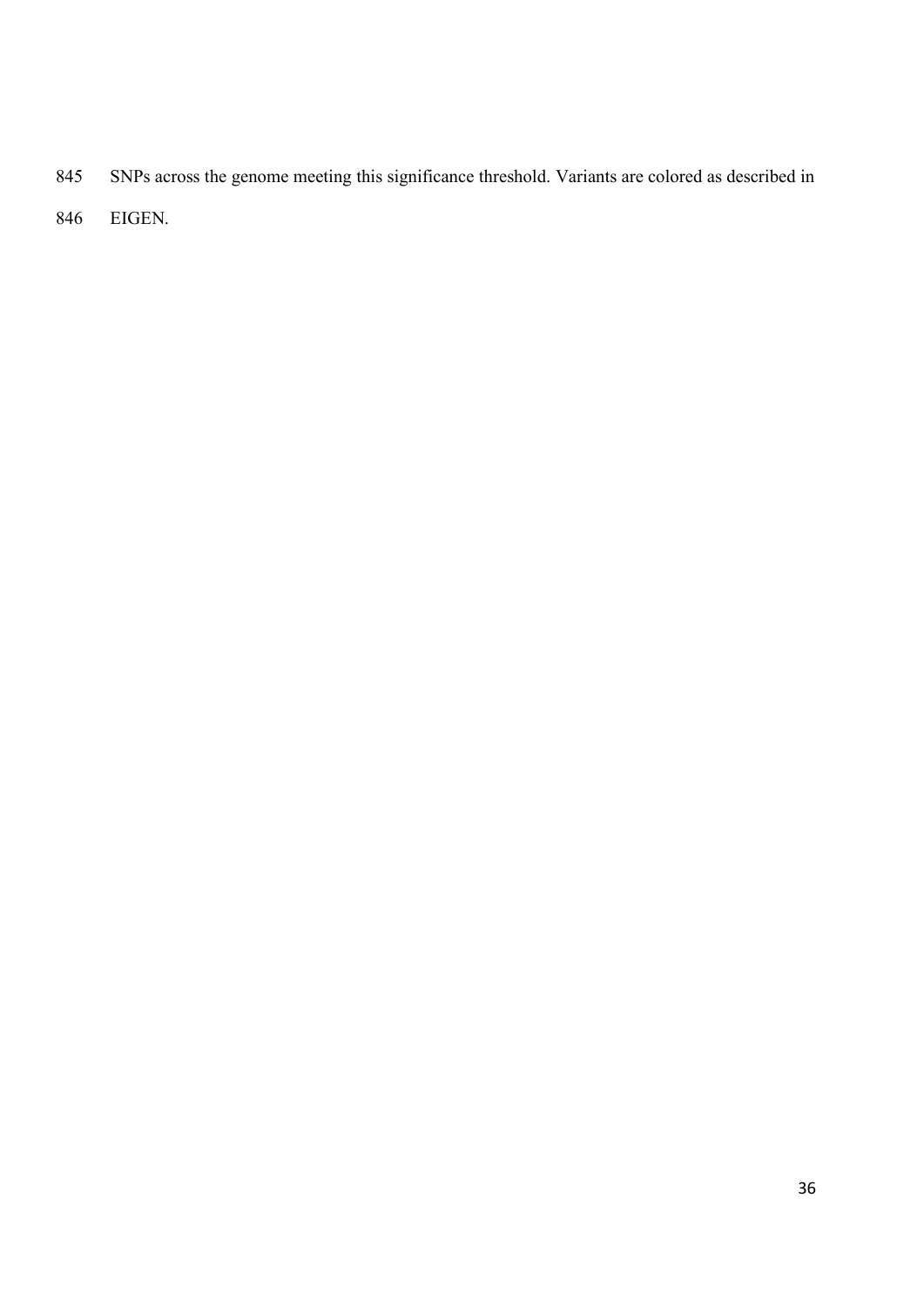SNPs across the genome meeting this significance threshold. Variants are colored as described in EIGEN.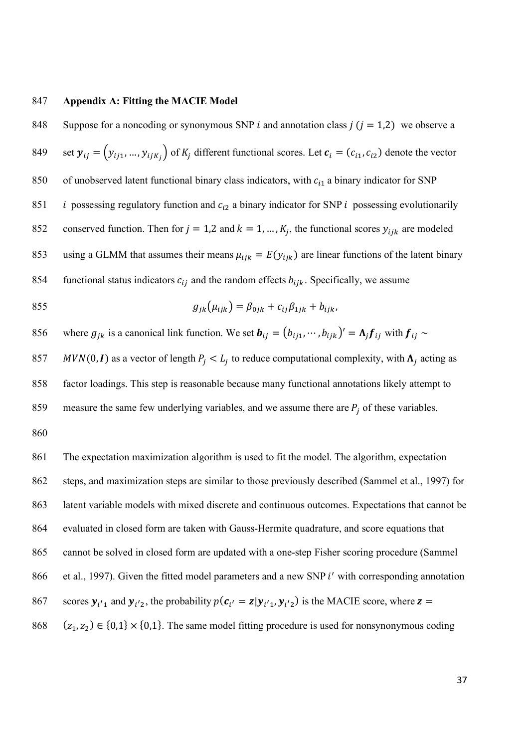# Appendix A: Fitting the MACIE Model

Suppose for a noncoding or synonymous SNP $i$ and annotation class $j$ ($j = 1,2$) we observe a set $\boldsymbol{y}_{ij} = \left(y_{ij1}, \ldots, y_{ijK_j}\right)$ of $K_j$ different functional scores. Let $\boldsymbol{c}_i = (c_{i1}, c_{i2})$ denote the vector of unobserved latent functional binary class indicators, with $c_{i1}$ a binary indicator for SNP $i$ possessing regulatory function and $c_{i2}$ a binary indicator for SNP $i$ possessing evolutionarily conserved function. Then for $j = 1,2$ and $k = 1, \ldots, K_j$, the functional scores $y_{ijk}$ are modeled using a GLMM that assumes their means $\mu_{ijk} = E(y_{ijk})$ are linear functions of the latent binary functional status indicators $c_{ij}$ and the random effects $b_{ijk}$. Specifically, we assume

$$g_{jk}\left(\mu_{ijk}\right) = \beta_{0jk} + c_{ij}\beta_{1jk} + b_{ijk},$$

where $g_{jk}$ is a canonical link function. We set $\boldsymbol{b}_{ij} = \left(b_{ij1}, \cdots, b_{ijk}\right)' = \boldsymbol{\Lambda}_j \boldsymbol{f}_{ij}$ with $\boldsymbol{f}_{ij} \sim MVN(0, \boldsymbol{I})$ as a vector of length $P_j < L_j$ to reduce computational complexity, with $\boldsymbol{\Lambda}_j$ acting as factor loadings. This step is reasonable because many functional annotations likely attempt to measure the same few underlying variables, and we assume there are $P_j$ of these variables.

The expectation maximization algorithm is used to fit the model. The algorithm, expectation steps, and maximization steps are similar to those previously described (Sammel et al., 1997) for latent variable models with mixed discrete and continuous outcomes. Expectations that cannot be evaluated in closed form are taken with Gauss-Hermite quadrature, and score equations that cannot be solved in closed form are updated with a one-step Fisher scoring procedure (Sammel et al., 1997). Given the fitted model parameters and a new SNP $i'$ with corresponding annotation scores $\boldsymbol{y}_{i'1}$ and $\boldsymbol{y}_{i'2}$, the probability $p(\boldsymbol{c}_{i'} = \boldsymbol{z} | \boldsymbol{y}_{i'1}, \boldsymbol{y}_{i'2})$ is the MACIE score, where $\boldsymbol{z} = (z_1, z_2) \in \{0,1\} \times \{0,1\}$. The same model fitting procedure is used for nonsynonymous coding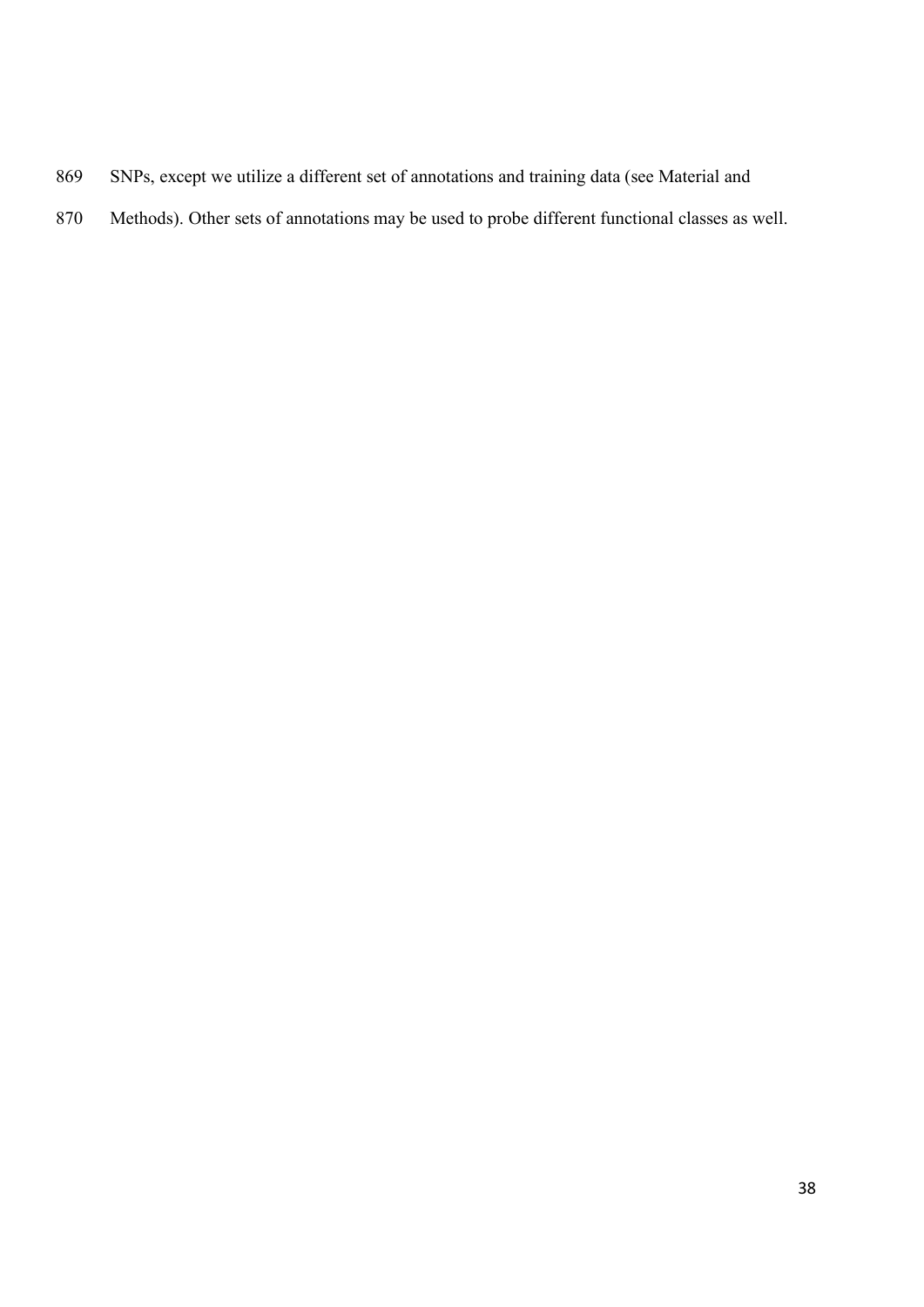SNPs, except we utilize a different set of annotations and training data (see Material and Methods). Other sets of annotations may be used to probe different functional classes as well.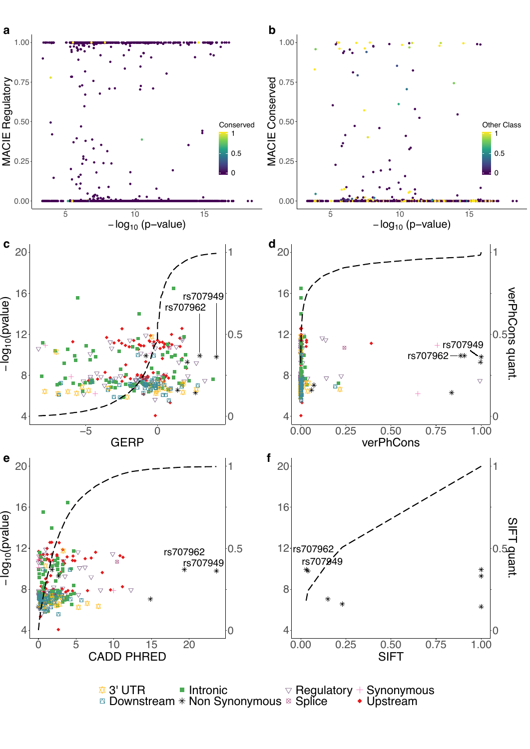**a**

MACIE Regulatory

Conserved

$-\log_{10}$ (p–value)

**b**

MACIE Conserved

Other Class

$-\log_{10}$ (p–value)

**c**

$-\log_{10}$(pvalue)

rs707949

rs707962

GERP

**d**

verPhCons quant.

rs707949

rs707962

verPhCons

**e**

$-\log_{10}$(pvalue)

rs707962

rs707949

CADD PHRED

**f**

SIFT quant.

rs707962

rs707949

SIFT

3' UTR, Downstream, Intronic, Non Synonymous, Regulatory, Splice, Synonymous, Upstream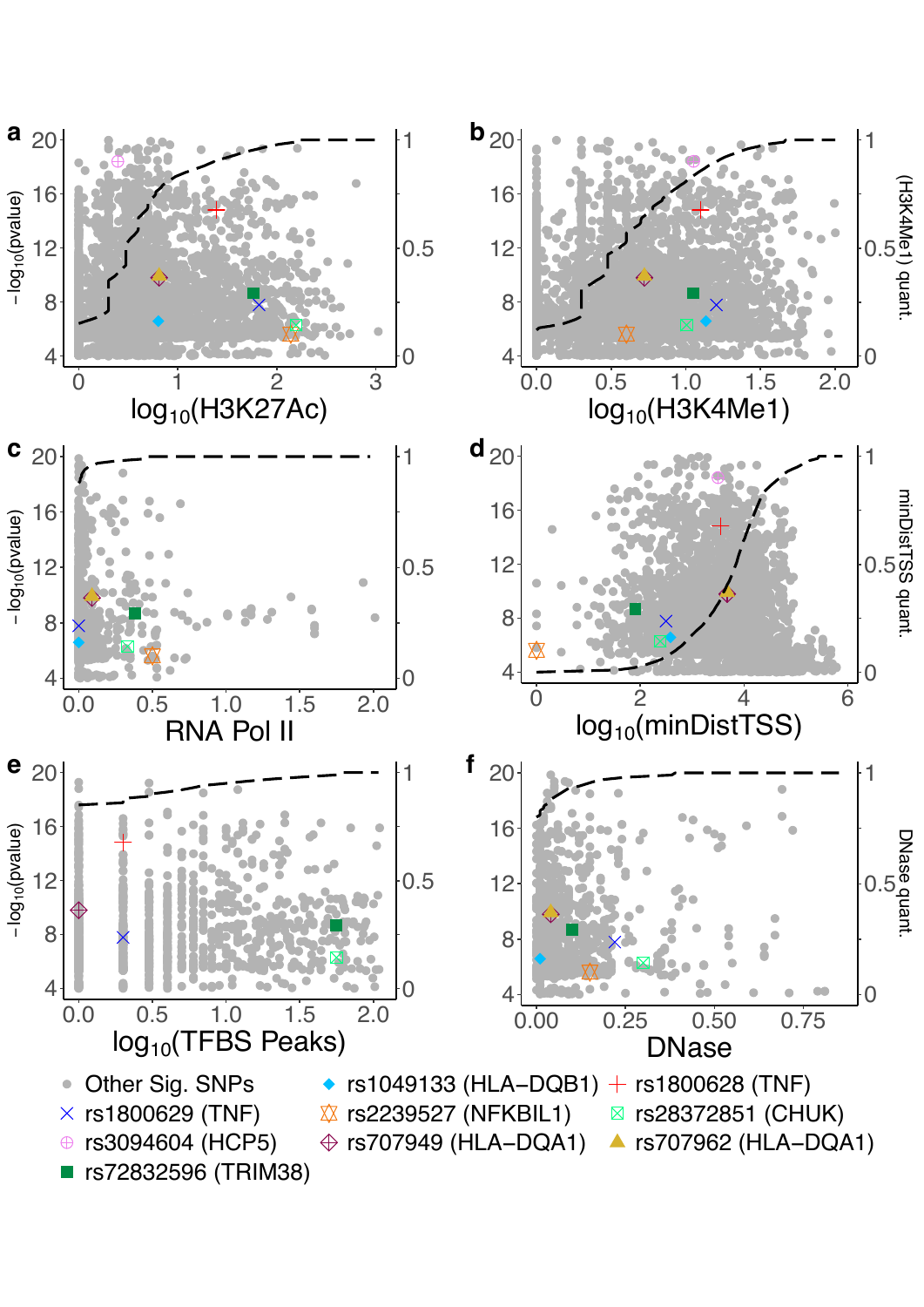**a** $-\log_{10}(\text{pvalue})$ vs. $\log_{10}(\text{H3K27Ac})$

**b** $-\log_{10}(\text{pvalue})$ vs. $\log_{10}(\text{H3K4Me1})$; right axis: (H3K4Me1) quant.

**c** $-\log_{10}(\text{pvalue})$ vs. RNA Pol II

**d** $-\log_{10}(\text{pvalue})$ vs. $\log_{10}(\text{minDistTSS})$; right axis: minDistTSS quant.

**e** $-\log_{10}(\text{pvalue})$ vs. $\log_{10}(\text{TFBS Peaks})$

**f** $-\log_{10}(\text{pvalue})$ vs. DNase; right axis: DNase quant.

Legend:

- Other Sig. SNPs
- rs1049133 (HLA−DQB1)
- rs1800628 (TNF)
- rs1800629 (TNF)
- rs2239527 (NFKBIL1)
- rs28372851 (CHUK)
- rs3094604 (HCP5)
- rs707949 (HLA−DQA1)
- rs707962 (HLA−DQA1)
- rs72832596 (TRIM38)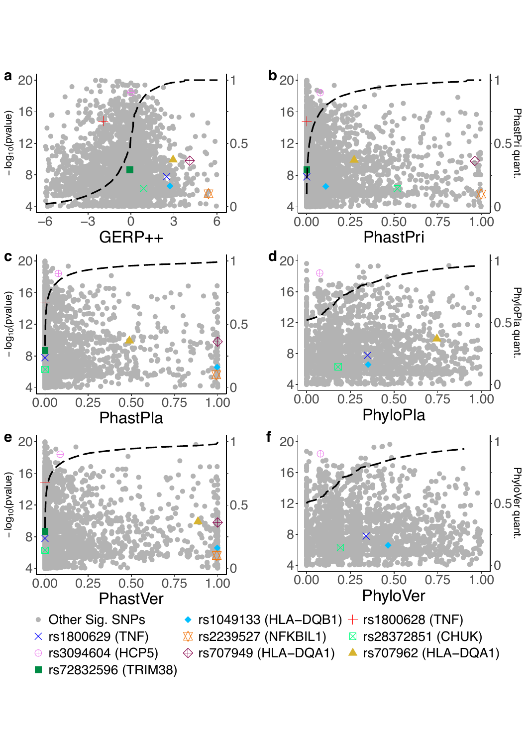a

$-\log_{10}(\text{pvalue})$

20
16
12
8
4

−6 −3 0 3 6

GERP++

1
0.5
0

b

20
16
12
8
4

0.00 0.25 0.50 0.75 1.00

PhastPri

1
0.5
0

PhastPri quant.

c

$-\log_{10}(\text{pvalue})$

20
16
12
8
4

0.00 0.25 0.50 0.75 1.00

PhastPla

1
0.5
0

d

20
16
12
8
4

0.00 0.25 0.50 0.75 1.00

PhyloPla

1
0.5
0

PhyloPla quant.

e

$-\log_{10}(\text{pvalue})$

20
16
12
8
4

0.00 0.25 0.50 0.75 1.00

PhastVer

1
0.5
0

f

20
16
12
8
4

0.00 0.25 0.50 0.75 1.00

PhyloVer

1
0.5
0

PhyloVer quant.

Other Sig. SNPs
rs1800629 (TNF)
rs3094604 (HCP5)
rs72832596 (TRIM38)
rs1049133 (HLA−DQB1)
rs2239527 (NFKBIL1)
rs707949 (HLA−DQA1)
rs1800628 (TNF)
rs28372851 (CHUK)
rs707962 (HLA−DQA1)